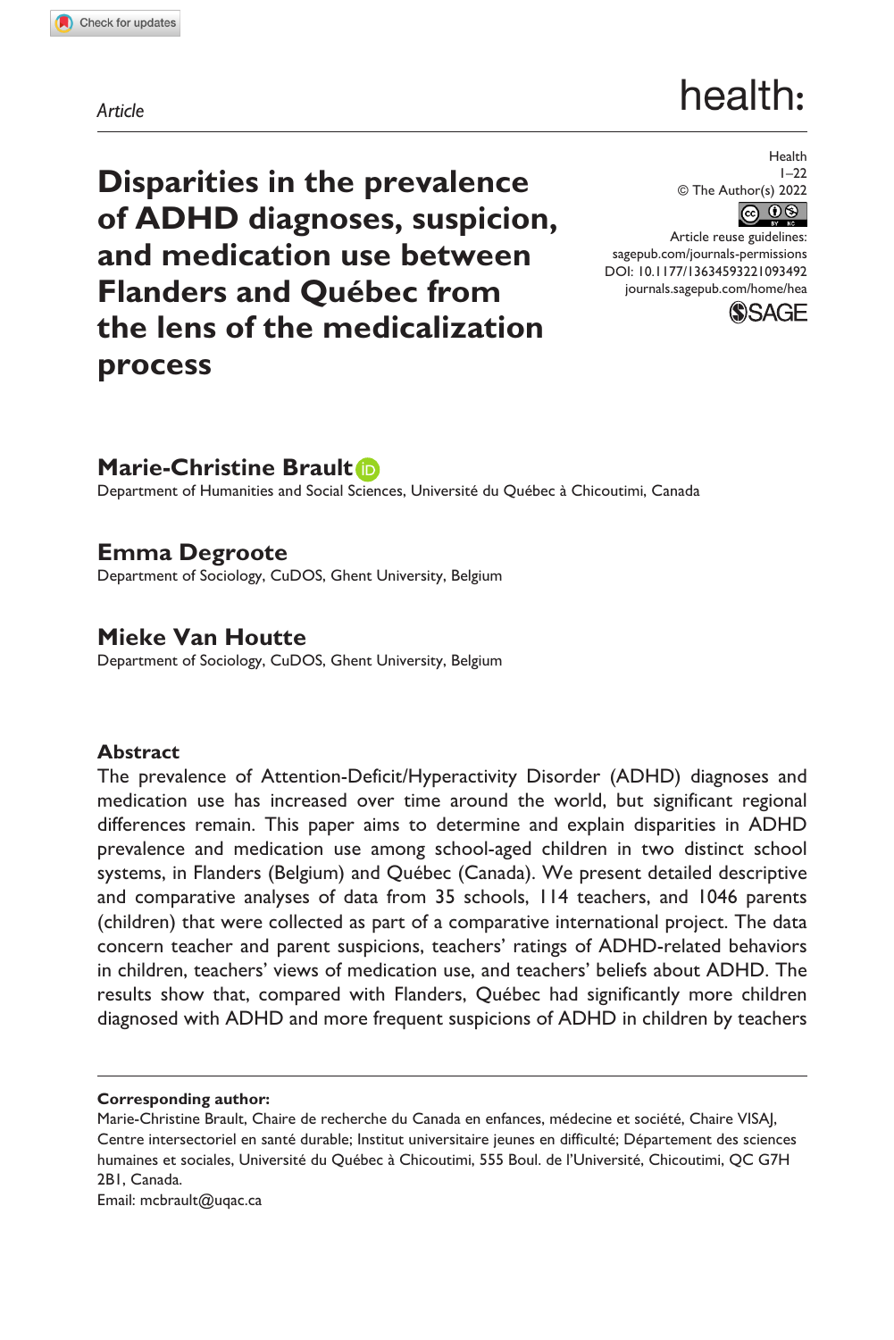*Article*

# Disparities in the prevalence of ADHD diagnoses, suspicion, and medication use between Flanders and Québec from the lens of the medicalization process

Health
1–22
© The Author(s) 2022
Article reuse guidelines:
sagepub.com/journals-permissions
DOI: 10.1177/13634593221093492
journals.sagepub.com/home/hea

**Marie-Christine Brault**
Department of Humanities and Social Sciences, Université du Québec à Chicoutimi, Canada

**Emma Degroote**
Department of Sociology, CuDOS, Ghent University, Belgium

**Mieke Van Houtte**
Department of Sociology, CuDOS, Ghent University, Belgium

## Abstract

The prevalence of Attention-Deficit/Hyperactivity Disorder (ADHD) diagnoses and medication use has increased over time around the world, but significant regional differences remain. This paper aims to determine and explain disparities in ADHD prevalence and medication use among school-aged children in two distinct school systems, in Flanders (Belgium) and Québec (Canada). We present detailed descriptive and comparative analyses of data from 35 schools, 114 teachers, and 1046 parents (children) that were collected as part of a comparative international project. The data concern teacher and parent suspicions, teachers' ratings of ADHD-related behaviors in children, teachers' views of medication use, and teachers' beliefs about ADHD. The results show that, compared with Flanders, Québec had significantly more children diagnosed with ADHD and more frequent suspicions of ADHD in children by teachers

**Corresponding author:**
Marie-Christine Brault, Chaire de recherche du Canada en enfances, médecine et société, Chaire VISAJ, Centre intersectoriel en santé durable; Institut universitaire jeunes en difficulté; Département des sciences humaines et sociales, Université du Québec à Chicoutimi, 555 Boul. de l'Université, Chicoutimi, QC G7H 2B1, Canada.
Email: mcbrault@uqac.ca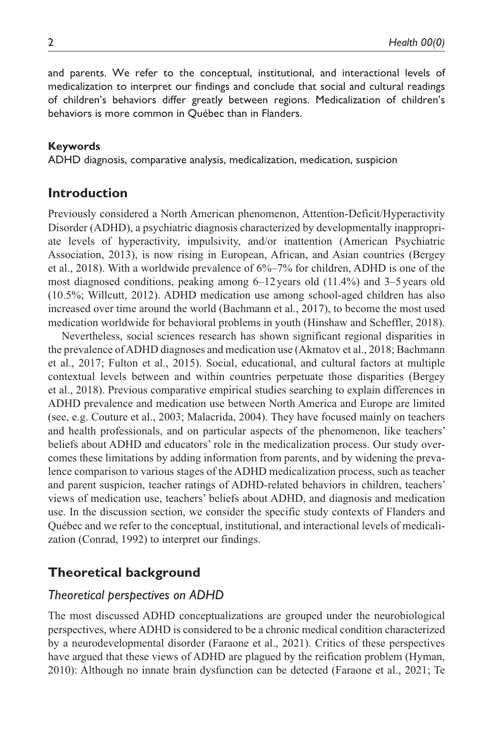and parents. We refer to the conceptual, institutional, and interactional levels of medicalization to interpret our findings and conclude that social and cultural readings of children's behaviors differ greatly between regions. Medicalization of children's behaviors is more common in Québec than in Flanders.

#### Keywords

ADHD diagnosis, comparative analysis, medicalization, medication, suspicion

## Introduction

Previously considered a North American phenomenon, Attention-Deficit/Hyperactivity Disorder (ADHD), a psychiatric diagnosis characterized by developmentally inappropriate levels of hyperactivity, impulsivity, and/or inattention (American Psychiatric Association, 2013), is now rising in European, African, and Asian countries (Bergey et al., 2018). With a worldwide prevalence of 6%–7% for children, ADHD is one of the most diagnosed conditions, peaking among 6–12 years old (11.4%) and 3–5 years old (10.5%; Willcutt, 2012). ADHD medication use among school-aged children has also increased over time around the world (Bachmann et al., 2017), to become the most used medication worldwide for behavioral problems in youth (Hinshaw and Scheffler, 2018).

Nevertheless, social sciences research has shown significant regional disparities in the prevalence of ADHD diagnoses and medication use (Akmatov et al., 2018; Bachmann et al., 2017; Fulton et al., 2015). Social, educational, and cultural factors at multiple contextual levels between and within countries perpetuate those disparities (Bergey et al., 2018). Previous comparative empirical studies searching to explain differences in ADHD prevalence and medication use between North America and Europe are limited (see, e.g. Couture et al., 2003; Malacrida, 2004). They have focused mainly on teachers and health professionals, and on particular aspects of the phenomenon, like teachers' beliefs about ADHD and educators' role in the medicalization process. Our study overcomes these limitations by adding information from parents, and by widening the prevalence comparison to various stages of the ADHD medicalization process, such as teacher and parent suspicion, teacher ratings of ADHD-related behaviors in children, teachers' views of medication use, teachers' beliefs about ADHD, and diagnosis and medication use. In the discussion section, we consider the specific study contexts of Flanders and Québec and we refer to the conceptual, institutional, and interactional levels of medicalization (Conrad, 1992) to interpret our findings.

## Theoretical background

### *Theoretical perspectives on ADHD*

The most discussed ADHD conceptualizations are grouped under the neurobiological perspectives, where ADHD is considered to be a chronic medical condition characterized by a neurodevelopmental disorder (Faraone et al., 2021). Critics of these perspectives have argued that these views of ADHD are plagued by the reification problem (Hyman, 2010): Although no innate brain dysfunction can be detected (Faraone et al., 2021; Te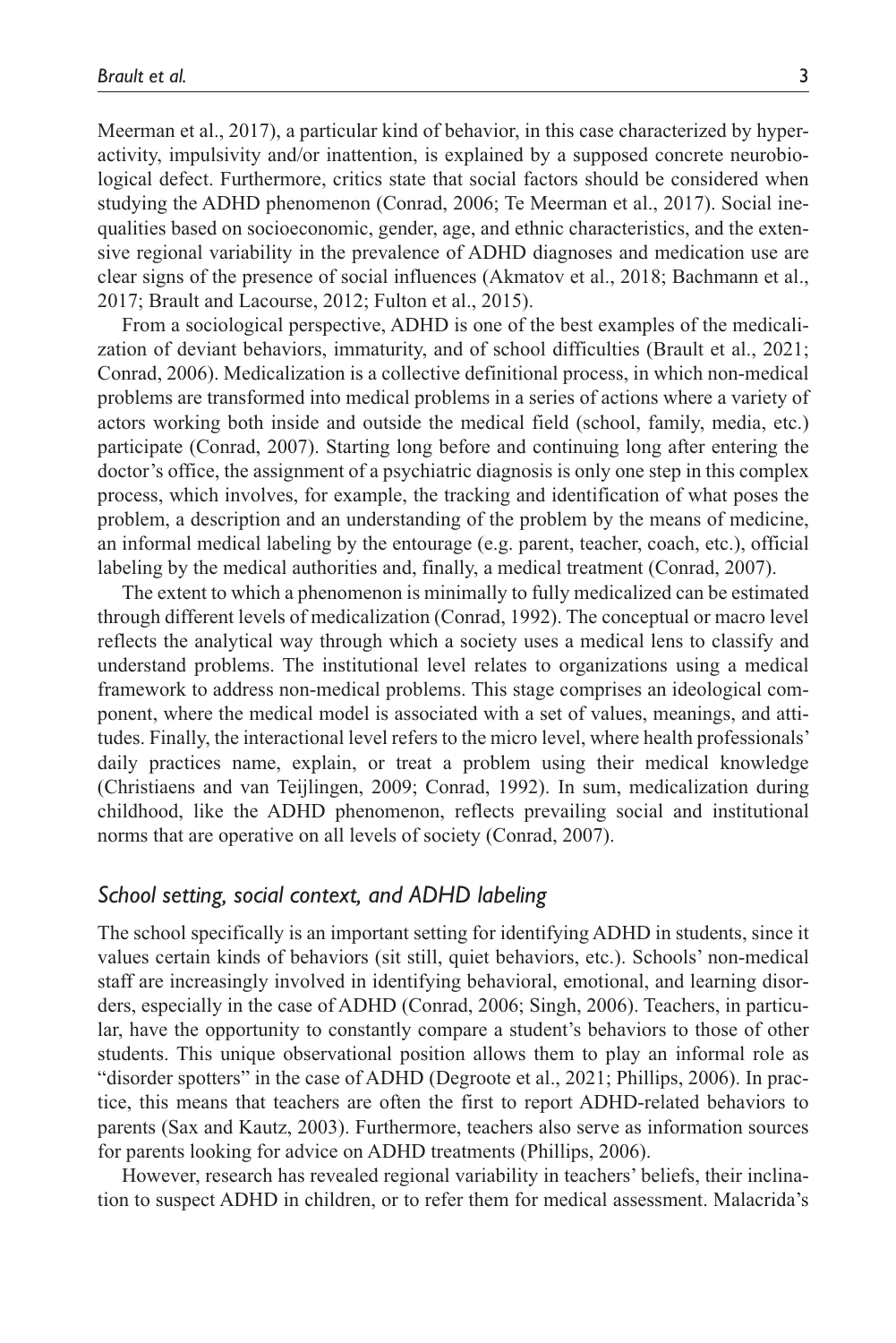Meerman et al., 2017), a particular kind of behavior, in this case characterized by hyperactivity, impulsivity and/or inattention, is explained by a supposed concrete neurobiological defect. Furthermore, critics state that social factors should be considered when studying the ADHD phenomenon (Conrad, 2006; Te Meerman et al., 2017). Social inequalities based on socioeconomic, gender, age, and ethnic characteristics, and the extensive regional variability in the prevalence of ADHD diagnoses and medication use are clear signs of the presence of social influences (Akmatov et al., 2018; Bachmann et al., 2017; Brault and Lacourse, 2012; Fulton et al., 2015).

From a sociological perspective, ADHD is one of the best examples of the medicalization of deviant behaviors, immaturity, and of school difficulties (Brault et al., 2021; Conrad, 2006). Medicalization is a collective definitional process, in which non-medical problems are transformed into medical problems in a series of actions where a variety of actors working both inside and outside the medical field (school, family, media, etc.) participate (Conrad, 2007). Starting long before and continuing long after entering the doctor's office, the assignment of a psychiatric diagnosis is only one step in this complex process, which involves, for example, the tracking and identification of what poses the problem, a description and an understanding of the problem by the means of medicine, an informal medical labeling by the entourage (e.g. parent, teacher, coach, etc.), official labeling by the medical authorities and, finally, a medical treatment (Conrad, 2007).

The extent to which a phenomenon is minimally to fully medicalized can be estimated through different levels of medicalization (Conrad, 1992). The conceptual or macro level reflects the analytical way through which a society uses a medical lens to classify and understand problems. The institutional level relates to organizations using a medical framework to address non-medical problems. This stage comprises an ideological component, where the medical model is associated with a set of values, meanings, and attitudes. Finally, the interactional level refers to the micro level, where health professionals' daily practices name, explain, or treat a problem using their medical knowledge (Christiaens and van Teijlingen, 2009; Conrad, 1992). In sum, medicalization during childhood, like the ADHD phenomenon, reflects prevailing social and institutional norms that are operative on all levels of society (Conrad, 2007).

### *School setting, social context, and ADHD labeling*

The school specifically is an important setting for identifying ADHD in students, since it values certain kinds of behaviors (sit still, quiet behaviors, etc.). Schools' non-medical staff are increasingly involved in identifying behavioral, emotional, and learning disorders, especially in the case of ADHD (Conrad, 2006; Singh, 2006). Teachers, in particular, have the opportunity to constantly compare a student's behaviors to those of other students. This unique observational position allows them to play an informal role as "disorder spotters" in the case of ADHD (Degroote et al., 2021; Phillips, 2006). In practice, this means that teachers are often the first to report ADHD-related behaviors to parents (Sax and Kautz, 2003). Furthermore, teachers also serve as information sources for parents looking for advice on ADHD treatments (Phillips, 2006).

However, research has revealed regional variability in teachers' beliefs, their inclination to suspect ADHD in children, or to refer them for medical assessment. Malacrida's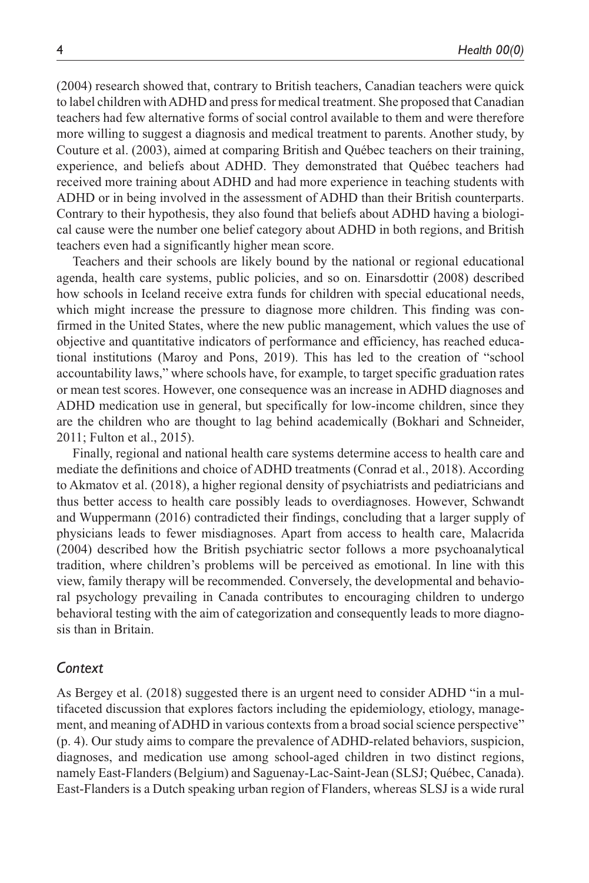(2004) research showed that, contrary to British teachers, Canadian teachers were quick to label children with ADHD and press for medical treatment. She proposed that Canadian teachers had few alternative forms of social control available to them and were therefore more willing to suggest a diagnosis and medical treatment to parents. Another study, by Couture et al. (2003), aimed at comparing British and Québec teachers on their training, experience, and beliefs about ADHD. They demonstrated that Québec teachers had received more training about ADHD and had more experience in teaching students with ADHD or in being involved in the assessment of ADHD than their British counterparts. Contrary to their hypothesis, they also found that beliefs about ADHD having a biological cause were the number one belief category about ADHD in both regions, and British teachers even had a significantly higher mean score.

Teachers and their schools are likely bound by the national or regional educational agenda, health care systems, public policies, and so on. Einarsdottir (2008) described how schools in Iceland receive extra funds for children with special educational needs, which might increase the pressure to diagnose more children. This finding was confirmed in the United States, where the new public management, which values the use of objective and quantitative indicators of performance and efficiency, has reached educational institutions (Maroy and Pons, 2019). This has led to the creation of "school accountability laws," where schools have, for example, to target specific graduation rates or mean test scores. However, one consequence was an increase in ADHD diagnoses and ADHD medication use in general, but specifically for low-income children, since they are the children who are thought to lag behind academically (Bokhari and Schneider, 2011; Fulton et al., 2015).

Finally, regional and national health care systems determine access to health care and mediate the definitions and choice of ADHD treatments (Conrad et al., 2018). According to Akmatov et al. (2018), a higher regional density of psychiatrists and pediatricians and thus better access to health care possibly leads to overdiagnoses. However, Schwandt and Wuppermann (2016) contradicted their findings, concluding that a larger supply of physicians leads to fewer misdiagnoses. Apart from access to health care, Malacrida (2004) described how the British psychiatric sector follows a more psychoanalytical tradition, where children's problems will be perceived as emotional. In line with this view, family therapy will be recommended. Conversely, the developmental and behavioral psychology prevailing in Canada contributes to encouraging children to undergo behavioral testing with the aim of categorization and consequently leads to more diagnosis than in Britain.

### *Context*

As Bergey et al. (2018) suggested there is an urgent need to consider ADHD "in a multifaceted discussion that explores factors including the epidemiology, etiology, management, and meaning of ADHD in various contexts from a broad social science perspective" (p. 4). Our study aims to compare the prevalence of ADHD-related behaviors, suspicion, diagnoses, and medication use among school-aged children in two distinct regions, namely East-Flanders (Belgium) and Saguenay-Lac-Saint-Jean (SLSJ; Québec, Canada). East-Flanders is a Dutch speaking urban region of Flanders, whereas SLSJ is a wide rural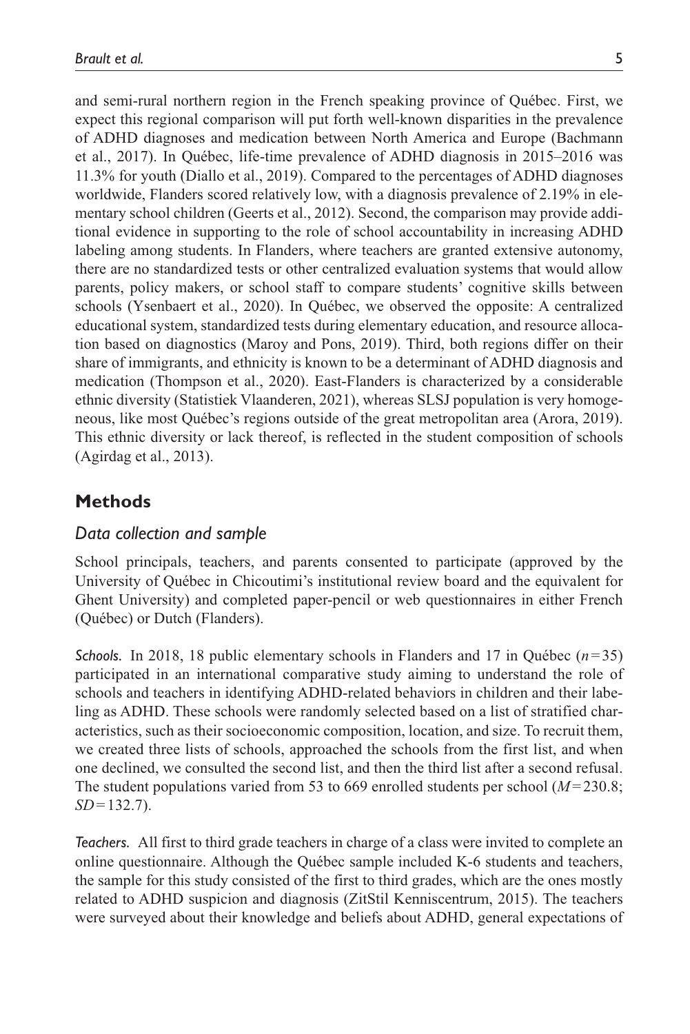and semi-rural northern region in the French speaking province of Québec. First, we expect this regional comparison will put forth well-known disparities in the prevalence of ADHD diagnoses and medication between North America and Europe (Bachmann et al., 2017). In Québec, life-time prevalence of ADHD diagnosis in 2015–2016 was 11.3% for youth (Diallo et al., 2019). Compared to the percentages of ADHD diagnoses worldwide, Flanders scored relatively low, with a diagnosis prevalence of 2.19% in elementary school children (Geerts et al., 2012). Second, the comparison may provide additional evidence in supporting to the role of school accountability in increasing ADHD labeling among students. In Flanders, where teachers are granted extensive autonomy, there are no standardized tests or other centralized evaluation systems that would allow parents, policy makers, or school staff to compare students' cognitive skills between schools (Ysenbaert et al., 2020). In Québec, we observed the opposite: A centralized educational system, standardized tests during elementary education, and resource allocation based on diagnostics (Maroy and Pons, 2019). Third, both regions differ on their share of immigrants, and ethnicity is known to be a determinant of ADHD diagnosis and medication (Thompson et al., 2020). East-Flanders is characterized by a considerable ethnic diversity (Statistiek Vlaanderen, 2021), whereas SLSJ population is very homogeneous, like most Québec's regions outside of the great metropolitan area (Arora, 2019). This ethnic diversity or lack thereof, is reflected in the student composition of schools (Agirdag et al., 2013).

## Methods

### *Data collection and sample*

School principals, teachers, and parents consented to participate (approved by the University of Québec in Chicoutimi's institutional review board and the equivalent for Ghent University) and completed paper-pencil or web questionnaires in either French (Québec) or Dutch (Flanders).

*Schools.* In 2018, 18 public elementary schools in Flanders and 17 in Québec ($n=35$) participated in an international comparative study aiming to understand the role of schools and teachers in identifying ADHD-related behaviors in children and their labeling as ADHD. These schools were randomly selected based on a list of stratified characteristics, such as their socioeconomic composition, location, and size. To recruit them, we created three lists of schools, approached the schools from the first list, and when one declined, we consulted the second list, and then the third list after a second refusal. The student populations varied from 53 to 669 enrolled students per school ($M=230.8$; $SD=132.7$).

*Teachers.* All first to third grade teachers in charge of a class were invited to complete an online questionnaire. Although the Québec sample included K-6 students and teachers, the sample for this study consisted of the first to third grades, which are the ones mostly related to ADHD suspicion and diagnosis (ZitStil Kenniscentrum, 2015). The teachers were surveyed about their knowledge and beliefs about ADHD, general expectations of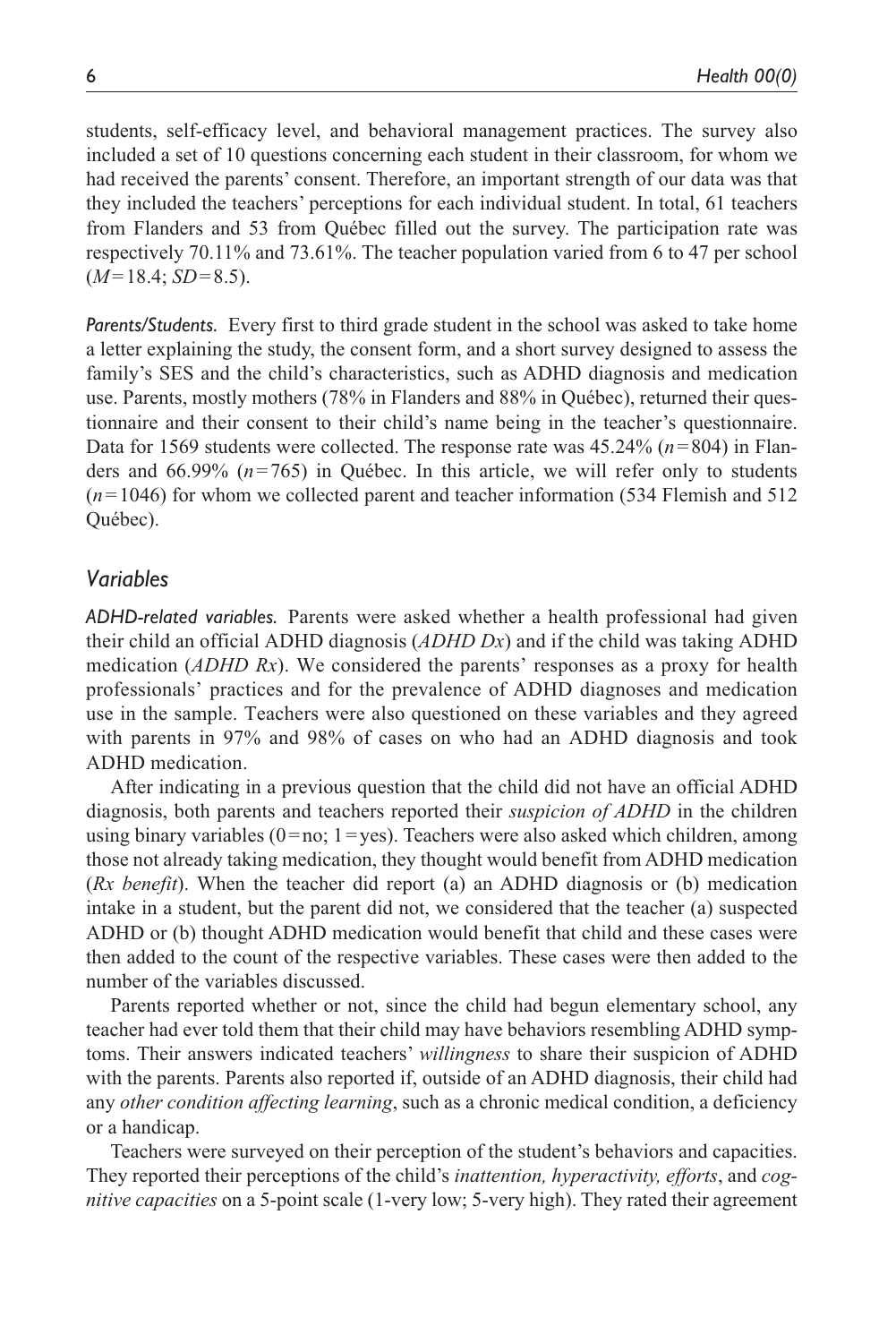students, self-efficacy level, and behavioral management practices. The survey also included a set of 10 questions concerning each student in their classroom, for whom we had received the parents' consent. Therefore, an important strength of our data was that they included the teachers' perceptions for each individual student. In total, 61 teachers from Flanders and 53 from Québec filled out the survey. The participation rate was respectively 70.11% and 73.61%. The teacher population varied from 6 to 47 per school ($M=18.4$; $SD=8.5$).

*Parents/Students.* Every first to third grade student in the school was asked to take home a letter explaining the study, the consent form, and a short survey designed to assess the family's SES and the child's characteristics, such as ADHD diagnosis and medication use. Parents, mostly mothers (78% in Flanders and 88% in Québec), returned their questionnaire and their consent to their child's name being in the teacher's questionnaire. Data for 1569 students were collected. The response rate was 45.24% ($n=804$) in Flanders and 66.99% ($n=765$) in Québec. In this article, we will refer only to students ($n=1046$) for whom we collected parent and teacher information (534 Flemish and 512 Québec).

## *Variables*

*ADHD-related variables.* Parents were asked whether a health professional had given their child an official ADHD diagnosis (*ADHD Dx*) and if the child was taking ADHD medication (*ADHD Rx*). We considered the parents' responses as a proxy for health professionals' practices and for the prevalence of ADHD diagnoses and medication use in the sample. Teachers were also questioned on these variables and they agreed with parents in 97% and 98% of cases on who had an ADHD diagnosis and took ADHD medication.

After indicating in a previous question that the child did not have an official ADHD diagnosis, both parents and teachers reported their *suspicion of ADHD* in the children using binary variables (0=no; 1=yes). Teachers were also asked which children, among those not already taking medication, they thought would benefit from ADHD medication (*Rx benefit*). When the teacher did report (a) an ADHD diagnosis or (b) medication intake in a student, but the parent did not, we considered that the teacher (a) suspected ADHD or (b) thought ADHD medication would benefit that child and these cases were then added to the count of the respective variables. These cases were then added to the number of the variables discussed.

Parents reported whether or not, since the child had begun elementary school, any teacher had ever told them that their child may have behaviors resembling ADHD symptoms. Their answers indicated teachers' *willingness* to share their suspicion of ADHD with the parents. Parents also reported if, outside of an ADHD diagnosis, their child had any *other condition affecting learning*, such as a chronic medical condition, a deficiency or a handicap.

Teachers were surveyed on their perception of the student's behaviors and capacities. They reported their perceptions of the child's *inattention, hyperactivity, efforts*, and *cognitive capacities* on a 5-point scale (1-very low; 5-very high). They rated their agreement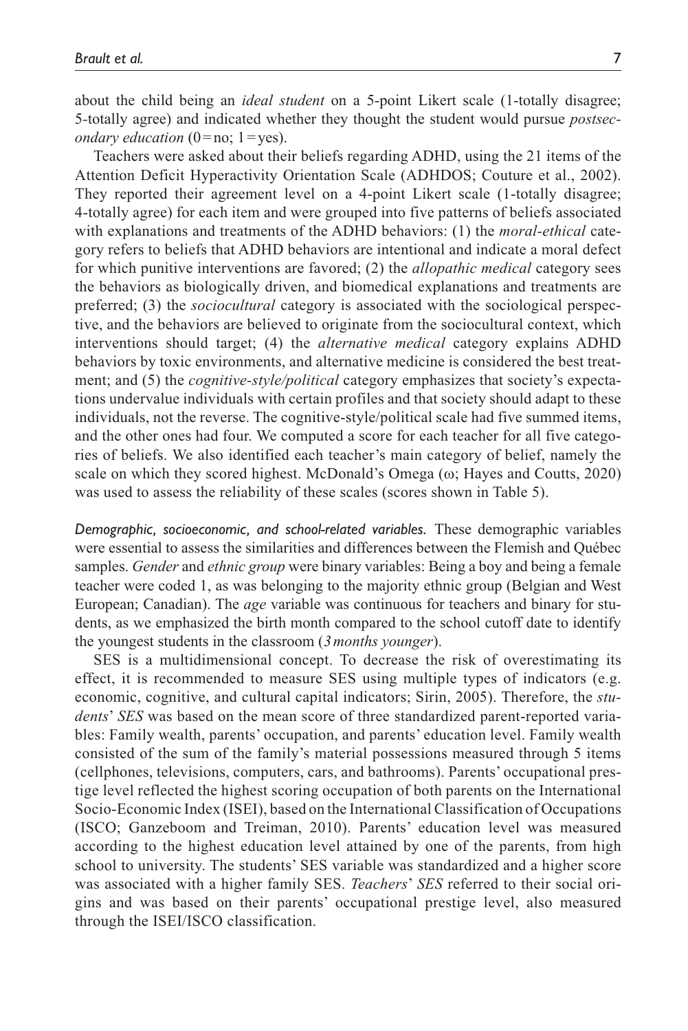about the child being an *ideal student* on a 5-point Likert scale (1-totally disagree; 5-totally agree) and indicated whether they thought the student would pursue *postsecondary education* (0 = no; 1 = yes).

Teachers were asked about their beliefs regarding ADHD, using the 21 items of the Attention Deficit Hyperactivity Orientation Scale (ADHDOS; Couture et al., 2002). They reported their agreement level on a 4-point Likert scale (1-totally disagree; 4-totally agree) for each item and were grouped into five patterns of beliefs associated with explanations and treatments of the ADHD behaviors: (1) the *moral-ethical* category refers to beliefs that ADHD behaviors are intentional and indicate a moral defect for which punitive interventions are favored; (2) the *allopathic medical* category sees the behaviors as biologically driven, and biomedical explanations and treatments are preferred; (3) the *sociocultural* category is associated with the sociological perspective, and the behaviors are believed to originate from the sociocultural context, which interventions should target; (4) the *alternative medical* category explains ADHD behaviors by toxic environments, and alternative medicine is considered the best treatment; and (5) the *cognitive-style/political* category emphasizes that society's expectations undervalue individuals with certain profiles and that society should adapt to these individuals, not the reverse. The cognitive-style/political scale had five summed items, and the other ones had four. We computed a score for each teacher for all five categories of beliefs. We also identified each teacher's main category of belief, namely the scale on which they scored highest. McDonald's Omega (ω; Hayes and Coutts, 2020) was used to assess the reliability of these scales (scores shown in Table 5).

*Demographic, socioeconomic, and school-related variables.* These demographic variables were essential to assess the similarities and differences between the Flemish and Québec samples. *Gender* and *ethnic group* were binary variables: Being a boy and being a female teacher were coded 1, as was belonging to the majority ethnic group (Belgian and West European; Canadian). The *age* variable was continuous for teachers and binary for students, as we emphasized the birth month compared to the school cutoff date to identify the youngest students in the classroom (*3 months younger*).

SES is a multidimensional concept. To decrease the risk of overestimating its effect, it is recommended to measure SES using multiple types of indicators (e.g. economic, cognitive, and cultural capital indicators; Sirin, 2005). Therefore, the *students' SES* was based on the mean score of three standardized parent-reported variables: Family wealth, parents' occupation, and parents' education level. Family wealth consisted of the sum of the family's material possessions measured through 5 items (cellphones, televisions, computers, cars, and bathrooms). Parents' occupational prestige level reflected the highest scoring occupation of both parents on the International Socio-Economic Index (ISEI), based on the International Classification of Occupations (ISCO; Ganzeboom and Treiman, 2010). Parents' education level was measured according to the highest education level attained by one of the parents, from high school to university. The students' SES variable was standardized and a higher score was associated with a higher family SES. *Teachers' SES* referred to their social origins and was based on their parents' occupational prestige level, also measured through the ISEI/ISCO classification.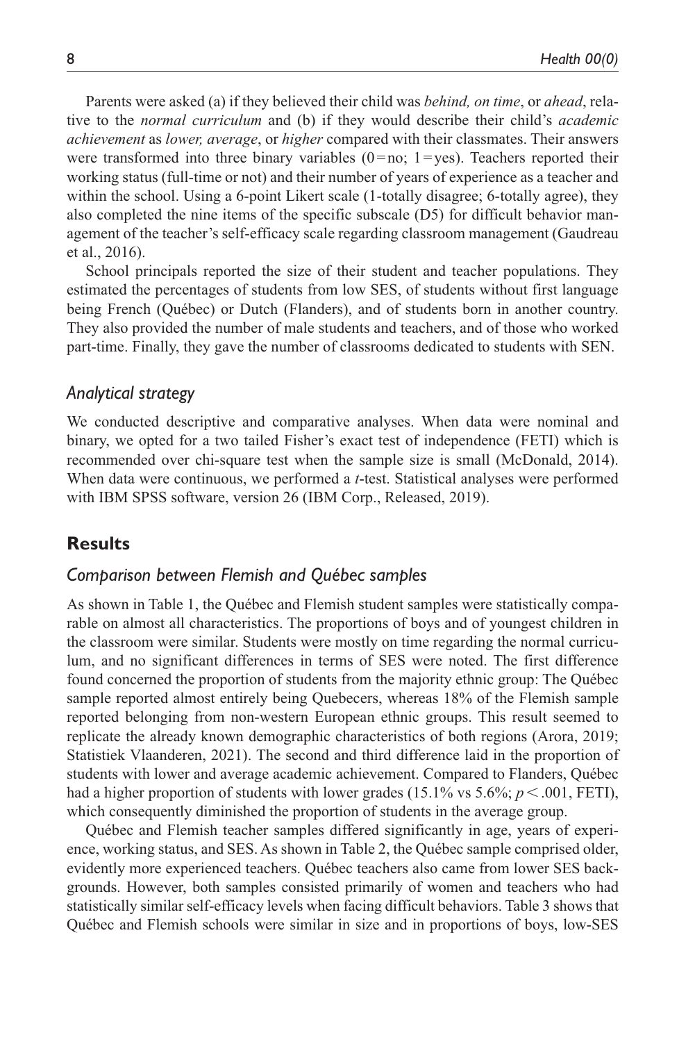Parents were asked (a) if they believed their child was *behind, on time*, or *ahead*, relative to the *normal curriculum* and (b) if they would describe their child's *academic achievement* as *lower, average*, or *higher* compared with their classmates. Their answers were transformed into three binary variables (0 = no; 1 = yes). Teachers reported their working status (full-time or not) and their number of years of experience as a teacher and within the school. Using a 6-point Likert scale (1-totally disagree; 6-totally agree), they also completed the nine items of the specific subscale (D5) for difficult behavior management of the teacher's self-efficacy scale regarding classroom management (Gaudreau et al., 2016).

School principals reported the size of their student and teacher populations. They estimated the percentages of students from low SES, of students without first language being French (Québec) or Dutch (Flanders), and of students born in another country. They also provided the number of male students and teachers, and of those who worked part-time. Finally, they gave the number of classrooms dedicated to students with SEN.

### *Analytical strategy*

We conducted descriptive and comparative analyses. When data were nominal and binary, we opted for a two tailed Fisher's exact test of independence (FETI) which is recommended over chi-square test when the sample size is small (McDonald, 2014). When data were continuous, we performed a *t*-test. Statistical analyses were performed with IBM SPSS software, version 26 (IBM Corp., Released, 2019).

## Results

### *Comparison between Flemish and Québec samples*

As shown in Table 1, the Québec and Flemish student samples were statistically comparable on almost all characteristics. The proportions of boys and of youngest children in the classroom were similar. Students were mostly on time regarding the normal curriculum, and no significant differences in terms of SES were noted. The first difference found concerned the proportion of students from the majority ethnic group: The Québec sample reported almost entirely being Quebecers, whereas 18% of the Flemish sample reported belonging from non-western European ethnic groups. This result seemed to replicate the already known demographic characteristics of both regions (Arora, 2019; Statistiek Vlaanderen, 2021). The second and third difference laid in the proportion of students with lower and average academic achievement. Compared to Flanders, Québec had a higher proportion of students with lower grades (15.1% vs 5.6%; $p < .001$, FETI), which consequently diminished the proportion of students in the average group.

Québec and Flemish teacher samples differed significantly in age, years of experience, working status, and SES. As shown in Table 2, the Québec sample comprised older, evidently more experienced teachers. Québec teachers also came from lower SES backgrounds. However, both samples consisted primarily of women and teachers who had statistically similar self-efficacy levels when facing difficult behaviors. Table 3 shows that Québec and Flemish schools were similar in size and in proportions of boys, low-SES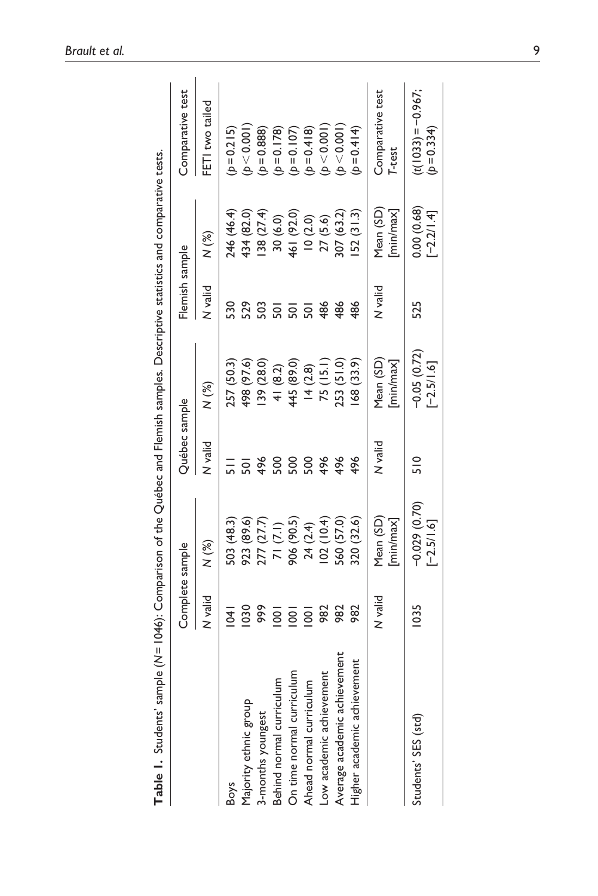**Table 1.** Students' sample ($N = 1046$): Comparison of the Québec and Flemish samples. Descriptive statistics and comparative tests.

| | Complete sample | | Québec sample | | Flemish sample | | Comparative test |
|---|---|---|---|---|---|---|---|
| | *N* valid | *N* (%) | *N* valid | *N* (%) | *N* valid | *N* (%) | FETI two tailed |
| Boys | 1041 | 503 (48.3) | 511 | 257 (50.3) | 530 | 246 (46.4) | ($p = 0.215$) |
| Majority ethnic group | 1030 | 923 (89.6) | 501 | 498 (97.6) | 529 | 434 (82.0) | ($p < 0.001$) |
| 3-months youngest | 999 | 277 (27.7) | 496 | 139 (28.0) | 503 | 138 (27.4) | ($p = 0.888$) |
| Behind normal curriculum | 1001 | 71 (7.1) | 500 | 41 (8.2) | 501 | 30 (6.0) | ($p = 0.178$) |
| On time normal curriculum | 1001 | 906 (90.5) | 500 | 445 (89.0) | 501 | 461 (92.0) | ($p = 0.107$) |
| Ahead normal curriculum | 1001 | 24 (2.4) | 500 | 14 (2.8) | 501 | 10 (2.0) | ($p = 0.418$) |
| Low academic achievement | 982 | 102 (10.4) | 496 | 75 (15.1) | 486 | 27 (5.6) | ($p < 0.001$) |
| Average academic achievement | 982 | 560 (57.0) | 496 | 253 (51.0) | 486 | 307 (63.2) | ($p < 0.001$) |
| Higher academic achievement | 982 | 320 (32.6) | 496 | 168 (33.9) | 486 | 152 (31.3) | ($p = 0.414$) |
| | *N* valid | Mean (SD) [min/max] | *N* valid | Mean (SD) [min/max] | *N* valid | Mean (SD) [min/max] | Comparative test *T*-test |
| Students' SES (std) | 1035 | −0.029 (0.70) [−2.5/1.6] | 510 | −0.05 (0.72) [−2.5/1.6] | 525 | 0.00 (0.68) [−2.2/1.4] | ($t(1033) = -0.967$; $p = 0.334$) |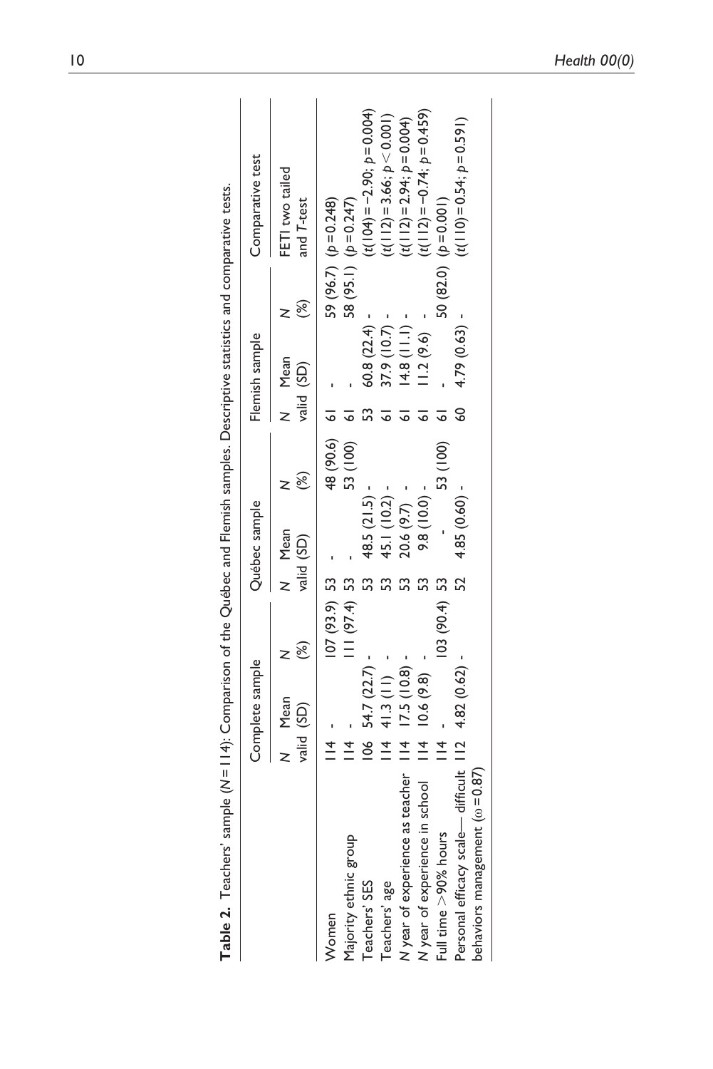**Table 2.** Teachers' sample ($N = 114$): Comparison of the Québec and Flemish samples. Descriptive statistics and comparative tests.

| | Complete sample | | | Québec sample | | | Flemish sample | | | Comparative test |
|---|---|---|---|---|---|---|---|---|---|---|
| | *N* valid | Mean (SD) | *N* (%) | *N* valid | Mean (SD) | *N* (%) | *N* valid | Mean (SD) | *N* (%) | FETI two tailed and *T*-test |
| Women | 114 | - | 107 (93.9) | 53 | - | 48 (90.6) | 61 | - | 59 (96.7) | ($p = 0.248$) |
| Majority ethnic group | 114 | - | 111 (97.4) | 53 | - | 53 (100) | 61 | - | 58 (95.1) | ($p = 0.247$) |
| Teachers' SES | 106 | 54.7 (22.7) | - | 53 | 48.5 (21.5) | - | 53 | 60.8 (22.4) | - | ($t(104) = -2.90$; $p = 0.004$) |
| Teachers' age | 114 | 41.3 (11) | - | 53 | 45.1 (10.2) | - | 61 | 37.9 (10.7) | - | ($t(112) = 3.66$; $p < 0.001$) |
| *N* year of experience as teacher | 114 | 17.5 (10.8) | - | 53 | 20.6 (9.7) | - | 61 | 14.8 (11.1) | - | ($t(112) = 2.94$; $p = 0.004$) |
| *N* year of experience in school | 114 | 10.6 (9.8) | - | 53 | 9.8 (10.0) | - | 61 | 11.2 (9.6) | - | ($t(112) = -0.74$; $p = 0.459$) |
| Full time >90% hours | 114 | - | 103 (90.4) | 53 | - | 53 (100) | 61 | - | 50 (82.0) | ($p = 0.001$) |
| Personal efficacy scale— difficult behaviors management ($\omega = 0.87$) | 112 | 4.82 (0.62) | - | 52 | 4.85 (0.60) | - | 60 | 4.79 (0.63) | - | ($t(110) = 0.54$; $p = 0.591$) |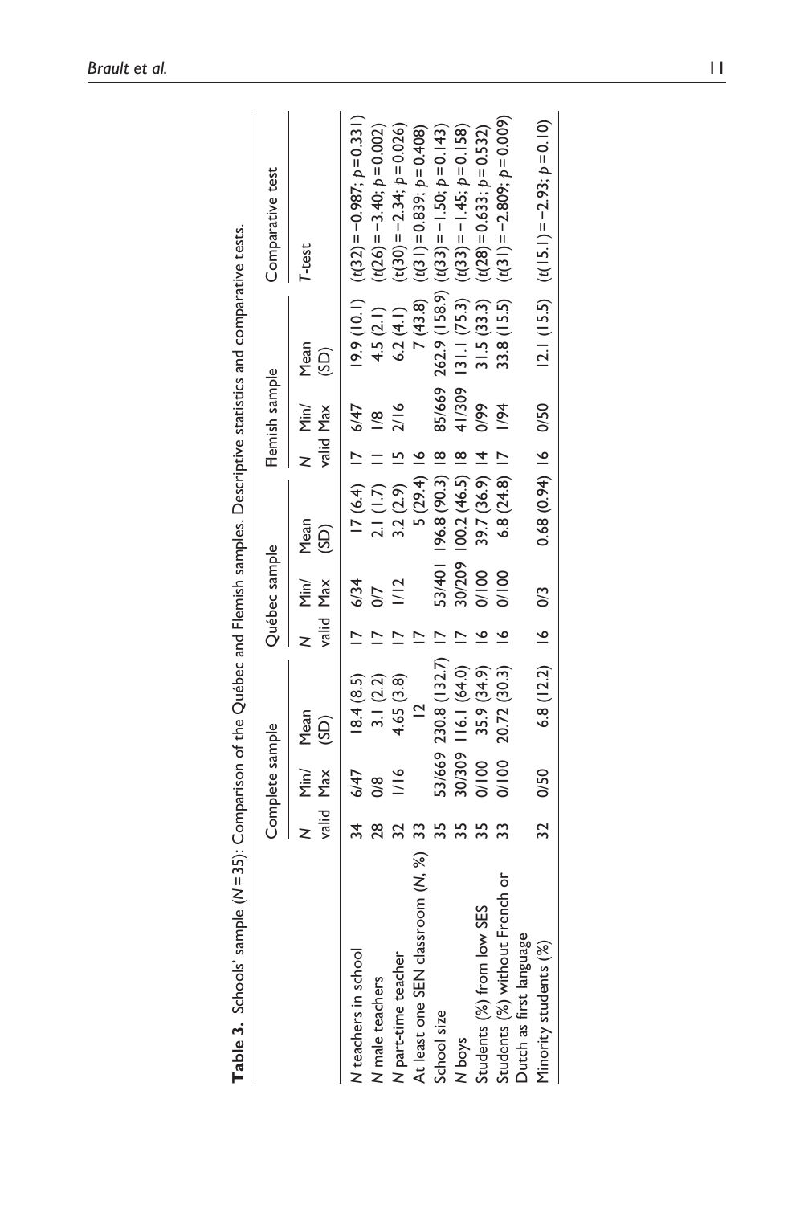**Table 3.** Schools' sample (N = 35): Comparison of the Québec and Flemish samples. Descriptive statistics and comparative tests.

| | Complete sample | | | Québec sample | | | Flemish sample | | | Comparative test |
|---|---|---|---|---|---|---|---|---|---|---|
| | N valid | Min/ Max | Mean (SD) | N valid | Min/ Max | Mean (SD) | N valid | Min/ Max | Mean (SD) | T-test |
| N teachers in school | 34 | 6/47 | 18.4 (8.5) | 17 | 6/34 | 17 (6.4) | 17 | 6/47 | 19.9 (10.1) | ($t(32) = -0.987$; $p = 0.331$) |
| N male teachers | 28 | 0/8 | 3.1 (2.2) | 17 | 0/7 | 2.1 (1.7) | 11 | 1/8 | 4.5 (2.1) | ($t(26) = -3.40$; $p = 0.002$) |
| N part-time teacher | 32 | 1/16 | 4.65 (3.8) | 17 | 1/12 | 3.2 (2.9) | 15 | 2/16 | 6.2 (4.1) | ($t(30) = -2.34$; $p = 0.026$) |
| At least one SEN classroom (N, %) | 33 | | 12 | 17 | | 5 (29.4) | 16 | | 7 (43.8) | ($t(31) = 0.839$; $p = 0.408$) |
| School size | 35 | 53/669 | 230.8 (132.7) | 17 | 53/401 | 196.8 (90.3) | 18 | 85/669 | 262.9 (158.9) | ($t(33) = -1.50$; $p = 0.143$) |
| N boys | 35 | 30/309 | 116.1 (64.0) | 17 | 30/209 | 100.2 (46.5) | 18 | 41/309 | 131.1 (75.3) | ($t(33) = -1.45$; $p = 0.158$) |
| Students (%) from low SES | 35 | 0/100 | 35.9 (34.9) | 16 | 0/100 | 39.7 (36.9) | 14 | 0/99 | 31.5 (33.3) | ($t(28) = 0.633$; $p = 0.532$) |
| Students (%) without French or Dutch as first language | 33 | 0/100 | 20.72 (30.3) | 16 | 0/100 | 6.8 (24.8) | 17 | 1/94 | 33.8 (15.5) | ($t(31) = -2.809$; $p = 0.009$) |
| Minority students (%) | 32 | 0/50 | 6.8 (12.2) | 16 | 0/3 | 0.68 (0.94) | 16 | 0/50 | 12.1 (15.5) | ($t(15.1) = -2.93$; $p = 0.10$) |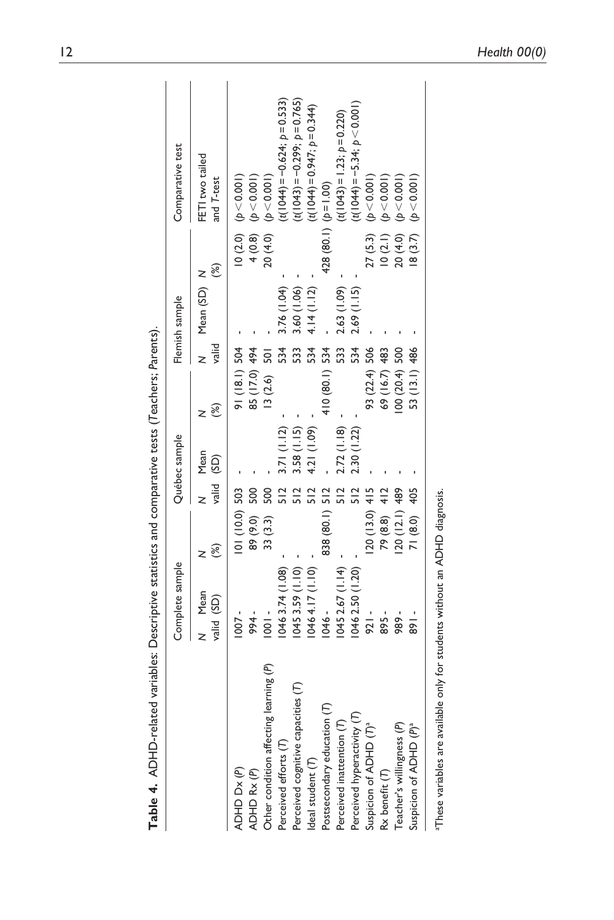**Table 4.** ADHD-related variables: Descriptive statistics and comparative tests (*T*eachers; *P*arents).

| | Complete sample | | | | Québec sample | | | | Flemish sample | | | | Comparative test |
|---|---|---|---|---|---|---|---|---|---|---|---|---|---|
| | *N* valid | Mean (SD) | *N* (%) | | *N* valid | Mean (SD) | *N* (%) | | *N* valid | Mean (SD) | *N* (%) | | FETI two tailed and *T*-test |
| ADHD Dx (*P*) | 1007 | - | 101 (10.0) | | 503 | - | 91 (18.1) | | 504 | - | 10 (2.0) | | ($p < 0.001$) |
| ADHD Rx (*P*) | 994 | - | 89 (9.0) | | 500 | - | 85 (17.0) | | 494 | - | 4 (0.8) | | ($p < 0.001$) |
| Other condition affecting learning (*P*) | 1001 | - | 33 (3.3) | | 500 | - | 13 (2.6) | | 501 | - | 20 (4.0) | | ($p < 0.001$) |
| Perceived efforts (*T*) | 1046 | 3.74 (1.08) | - | | 512 | 3.71 (1.12) | - | | 534 | 3.76 (1.04) | - | | ($t(1044) = -0.624$; $p = 0.533$) |
| Perceived cognitive capacities (*T*) | 1045 | 3.59 (1.10) | - | | 512 | 3.58 (1.15) | - | | 533 | 3.60 (1.06) | - | | ($t(1043) = -0.299$; $p = 0.765$) |
| Ideal student (*T*) | 1046 | 4.17 (1.10) | - | | 512 | 4.21 (1.09) | - | | 534 | 4.14 (1.12) | - | | ($t(1044) = 0.947$; $p = 0.344$) |
| Postsecondary education (*T*) | 1046 | - | 838 (80.1) | | 512 | - | 410 (80.1) | | 534 | - | 428 (80.1) | | ($p = 1.00$) |
| Perceived inattention (*T*) | 1045 | 2.67 (1.14) | - | | 512 | 2.72 (1.18) | - | | 533 | 2.63 (1.09) | - | | ($t(1043) = 1.23$; $p = 0.220$) |
| Perceived hyperactivity (*T*) | 1046 | 2.50 (1.20) | - | | 512 | 2.30 (1.22) | - | | 534 | 2.69 (1.15) | - | | ($t(1044) = -5.34$; $p < 0.001$) |
| Suspicion of ADHD (*T*)[a] | 921 | - | 120 (13.0) | | 415 | - | 93 (22.4) | | 506 | - | 27 (5.3) | | ($p < 0.001$) |
| Rx benefit (*T*) | 895 | - | 79 (8.8) | | 412 | - | 69 (16.7) | | 483 | - | 10 (2.1) | | ($p < 0.001$) |
| Teacher's willingness (*P*) | 989 | - | 120 (12.1) | | 489 | - | 100 (20.4) | | 500 | - | 20 (4.0) | | ($p < 0.001$) |
| Suspicion of ADHD (*P*)[a] | 891 | - | 71 (8.0) | | 405 | - | 53 (13.1) | | 486 | - | 18 (3.7) | | ($p < 0.001$) |

[a]These variables are available only for students without an ADHD diagnosis.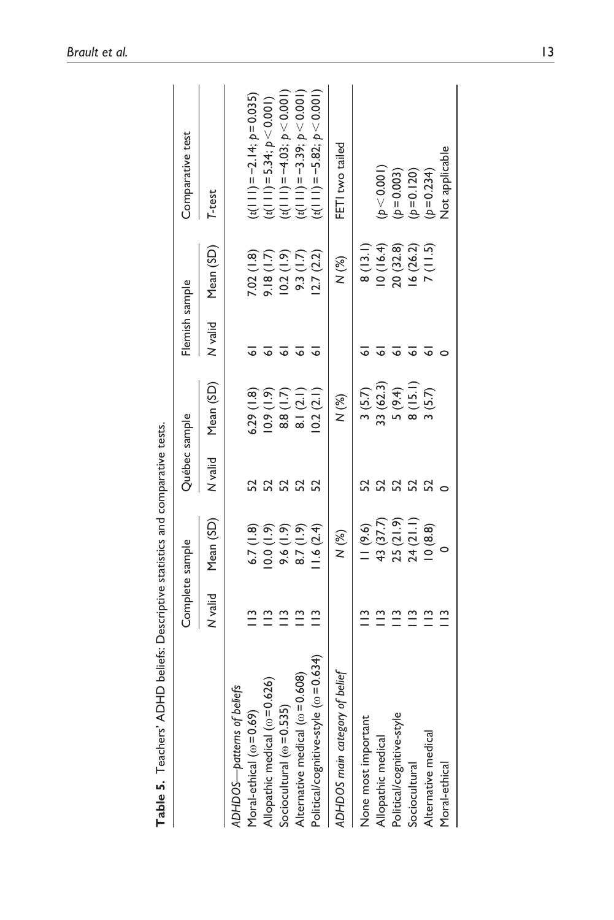**Table 5.** Teachers' ADHD beliefs: Descriptive statistics and comparative tests.

| | Complete sample | | Québec sample | | Flemish sample | | Comparative test |
|---|---|---|---|---|---|---|---|
| | N valid | Mean (SD) | N valid | Mean (SD) | N valid | Mean (SD) | T-test |
| *ADHDOS—patterns of beliefs* | | | | | | | |
| Moral-ethical ($\omega = 0.69$) | 113 | 6.7 (1.8) | 52 | 6.29 (1.8) | 61 | 7.02 (1.8) | ($t(111) = -2.14$; $p = 0.035$) |
| Allopathic medical ($\omega = 0.626$) | 113 | 10.0 (1.9) | 52 | 10.9 (1.9) | 61 | 9.18 (1.7) | ($t(111) = 5.34$; $p < 0.001$) |
| Sociocultural ($\omega = 0.535$) | 113 | 9.6 (1.9) | 52 | 8.8 (1.7) | 61 | 10.2 (1.9) | ($t(111) = -4.03$; $p < 0.001$) |
| Alternative medical ($\omega = 0.608$) | 113 | 8.7 (1.9) | 52 | 8.1 (2.1) | 61 | 9.3 (1.7) | ($t(111) = -3.39$; $p < 0.001$) |
| Political/cognitive-style ($\omega = 0.634$) | 113 | 11.6 (2.4) | 52 | 10.2 (2.1) | 61 | 12.7 (2.2) | ($t(111) = -5.82$; $p < 0.001$) |
| *ADHDOS main category of belief* | | N (%) | | N (%) | | N (%) | FETI two tailed |
| None most important | 113 | 11 (9.6) | 52 | 3 (5.7) | 61 | 8 (13.1) | |
| Allopathic medical | 113 | 43 (37.7) | 52 | 33 (62.3) | 61 | 10 (16.4) | ($p < 0.001$) |
| Political/cognitive-style | 113 | 25 (21.9) | 52 | 5 (9.4) | 61 | 20 (32.8) | ($p = 0.003$) |
| Sociocultural | 113 | 24 (21.1) | 52 | 8 (15.1) | 61 | 16 (26.2) | ($p = 0.120$) |
| Alternative medical | 113 | 10 (8.8) | 52 | 3 (5.7) | 61 | 7 (11.5) | ($p = 0.234$) |
| Moral-ethical | 113 | 0 | 0 | | 0 | | Not applicable |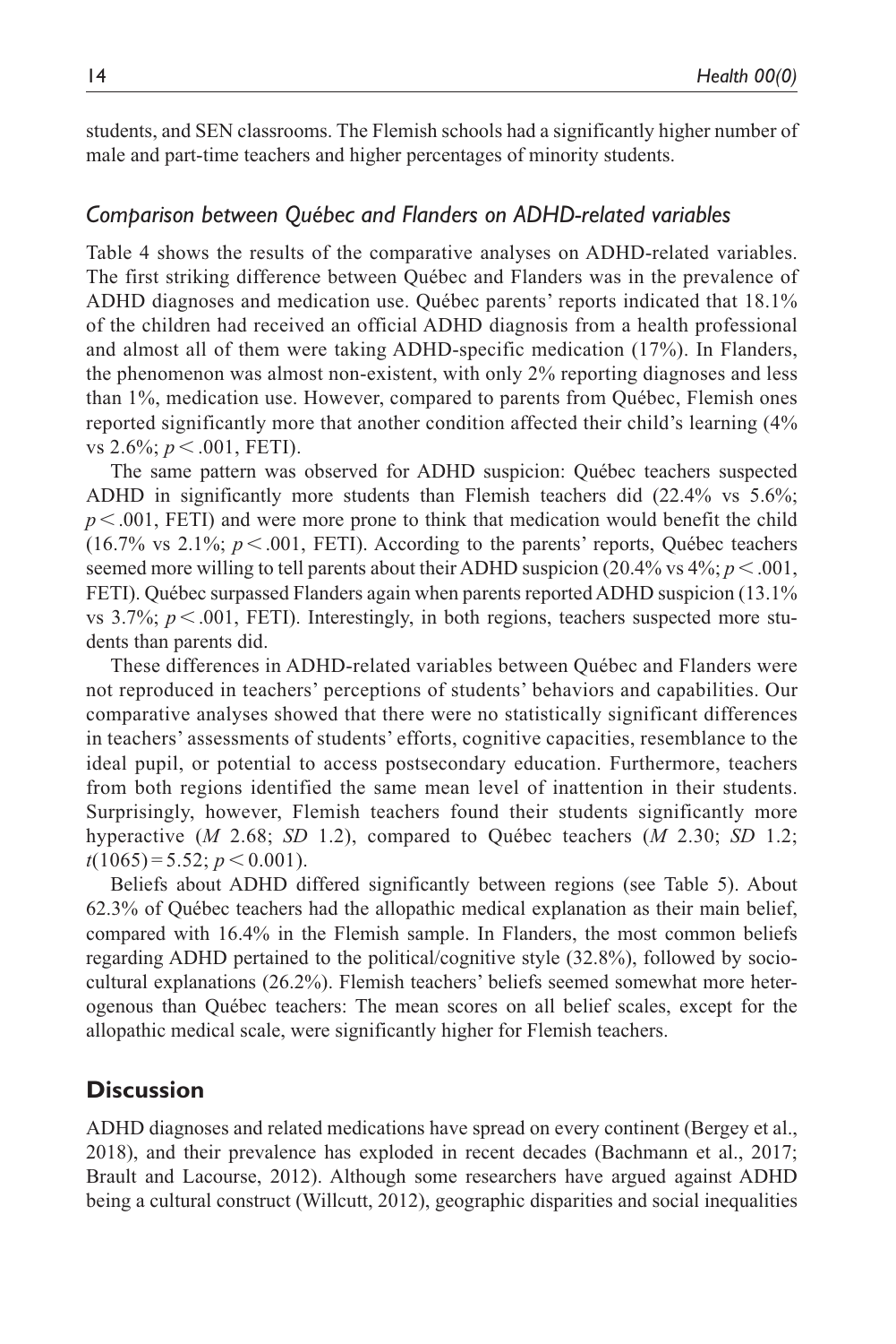students, and SEN classrooms. The Flemish schools had a significantly higher number of male and part-time teachers and higher percentages of minority students.

### *Comparison between Québec and Flanders on ADHD-related variables*

Table 4 shows the results of the comparative analyses on ADHD-related variables. The first striking difference between Québec and Flanders was in the prevalence of ADHD diagnoses and medication use. Québec parents' reports indicated that 18.1% of the children had received an official ADHD diagnosis from a health professional and almost all of them were taking ADHD-specific medication (17%). In Flanders, the phenomenon was almost non-existent, with only 2% reporting diagnoses and less than 1%, medication use. However, compared to parents from Québec, Flemish ones reported significantly more that another condition affected their child's learning (4% vs 2.6%; $p < .001$, FETI).

The same pattern was observed for ADHD suspicion: Québec teachers suspected ADHD in significantly more students than Flemish teachers did (22.4% vs 5.6%; $p < .001$, FETI) and were more prone to think that medication would benefit the child (16.7% vs 2.1%; $p < .001$, FETI). According to the parents' reports, Québec teachers seemed more willing to tell parents about their ADHD suspicion (20.4% vs 4%; $p < .001$, FETI). Québec surpassed Flanders again when parents reported ADHD suspicion (13.1% vs 3.7%; $p < .001$, FETI). Interestingly, in both regions, teachers suspected more students than parents did.

These differences in ADHD-related variables between Québec and Flanders were not reproduced in teachers' perceptions of students' behaviors and capabilities. Our comparative analyses showed that there were no statistically significant differences in teachers' assessments of students' efforts, cognitive capacities, resemblance to the ideal pupil, or potential to access postsecondary education. Furthermore, teachers from both regions identified the same mean level of inattention in their students. Surprisingly, however, Flemish teachers found their students significantly more hyperactive (*M* 2.68; *SD* 1.2), compared to Québec teachers (*M* 2.30; *SD* 1.2; $t(1065) = 5.52$; $p < 0.001$).

Beliefs about ADHD differed significantly between regions (see Table 5). About 62.3% of Québec teachers had the allopathic medical explanation as their main belief, compared with 16.4% in the Flemish sample. In Flanders, the most common beliefs regarding ADHD pertained to the political/cognitive style (32.8%), followed by sociocultural explanations (26.2%). Flemish teachers' beliefs seemed somewhat more heterogenous than Québec teachers: The mean scores on all belief scales, except for the allopathic medical scale, were significantly higher for Flemish teachers.

## Discussion

ADHD diagnoses and related medications have spread on every continent (Bergey et al., 2018), and their prevalence has exploded in recent decades (Bachmann et al., 2017; Brault and Lacourse, 2012). Although some researchers have argued against ADHD being a cultural construct (Willcutt, 2012), geographic disparities and social inequalities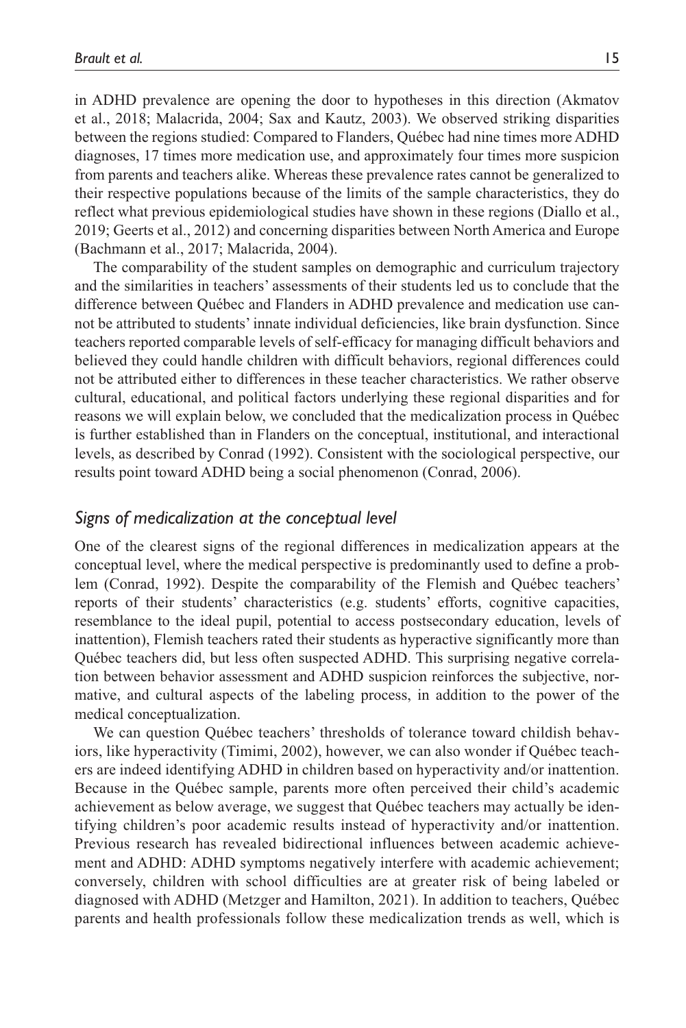in ADHD prevalence are opening the door to hypotheses in this direction (Akmatov et al., 2018; Malacrida, 2004; Sax and Kautz, 2003). We observed striking disparities between the regions studied: Compared to Flanders, Québec had nine times more ADHD diagnoses, 17 times more medication use, and approximately four times more suspicion from parents and teachers alike. Whereas these prevalence rates cannot be generalized to their respective populations because of the limits of the sample characteristics, they do reflect what previous epidemiological studies have shown in these regions (Diallo et al., 2019; Geerts et al., 2012) and concerning disparities between North America and Europe (Bachmann et al., 2017; Malacrida, 2004).

The comparability of the student samples on demographic and curriculum trajectory and the similarities in teachers' assessments of their students led us to conclude that the difference between Québec and Flanders in ADHD prevalence and medication use cannot be attributed to students' innate individual deficiencies, like brain dysfunction. Since teachers reported comparable levels of self-efficacy for managing difficult behaviors and believed they could handle children with difficult behaviors, regional differences could not be attributed either to differences in these teacher characteristics. We rather observe cultural, educational, and political factors underlying these regional disparities and for reasons we will explain below, we concluded that the medicalization process in Québec is further established than in Flanders on the conceptual, institutional, and interactional levels, as described by Conrad (1992). Consistent with the sociological perspective, our results point toward ADHD being a social phenomenon (Conrad, 2006).

### *Signs of medicalization at the conceptual level*

One of the clearest signs of the regional differences in medicalization appears at the conceptual level, where the medical perspective is predominantly used to define a problem (Conrad, 1992). Despite the comparability of the Flemish and Québec teachers' reports of their students' characteristics (e.g. students' efforts, cognitive capacities, resemblance to the ideal pupil, potential to access postsecondary education, levels of inattention), Flemish teachers rated their students as hyperactive significantly more than Québec teachers did, but less often suspected ADHD. This surprising negative correlation between behavior assessment and ADHD suspicion reinforces the subjective, normative, and cultural aspects of the labeling process, in addition to the power of the medical conceptualization.

We can question Québec teachers' thresholds of tolerance toward childish behaviors, like hyperactivity (Timimi, 2002), however, we can also wonder if Québec teachers are indeed identifying ADHD in children based on hyperactivity and/or inattention. Because in the Québec sample, parents more often perceived their child's academic achievement as below average, we suggest that Québec teachers may actually be identifying children's poor academic results instead of hyperactivity and/or inattention. Previous research has revealed bidirectional influences between academic achievement and ADHD: ADHD symptoms negatively interfere with academic achievement; conversely, children with school difficulties are at greater risk of being labeled or diagnosed with ADHD (Metzger and Hamilton, 2021). In addition to teachers, Québec parents and health professionals follow these medicalization trends as well, which is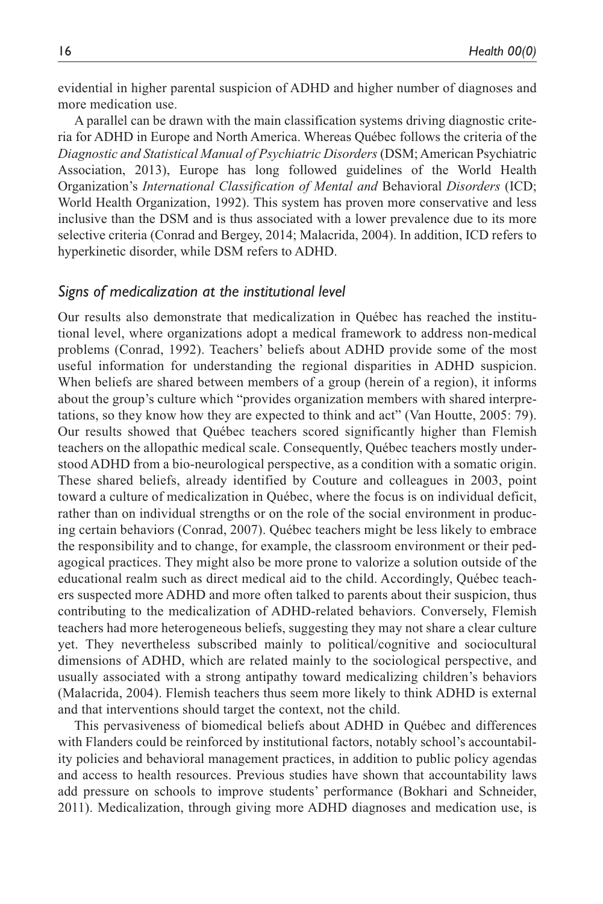evidential in higher parental suspicion of ADHD and higher number of diagnoses and more medication use.

A parallel can be drawn with the main classification systems driving diagnostic criteria for ADHD in Europe and North America. Whereas Québec follows the criteria of the *Diagnostic and Statistical Manual of Psychiatric Disorders* (DSM; American Psychiatric Association, 2013), Europe has long followed guidelines of the World Health Organization's *International Classification of Mental and* Behavioral *Disorders* (ICD; World Health Organization, 1992). This system has proven more conservative and less inclusive than the DSM and is thus associated with a lower prevalence due to its more selective criteria (Conrad and Bergey, 2014; Malacrida, 2004). In addition, ICD refers to hyperkinetic disorder, while DSM refers to ADHD.

### *Signs of medicalization at the institutional level*

Our results also demonstrate that medicalization in Québec has reached the institutional level, where organizations adopt a medical framework to address non-medical problems (Conrad, 1992). Teachers' beliefs about ADHD provide some of the most useful information for understanding the regional disparities in ADHD suspicion. When beliefs are shared between members of a group (herein of a region), it informs about the group's culture which "provides organization members with shared interpretations, so they know how they are expected to think and act" (Van Houtte, 2005: 79). Our results showed that Québec teachers scored significantly higher than Flemish teachers on the allopathic medical scale. Consequently, Québec teachers mostly understood ADHD from a bio-neurological perspective, as a condition with a somatic origin. These shared beliefs, already identified by Couture and colleagues in 2003, point toward a culture of medicalization in Québec, where the focus is on individual deficit, rather than on individual strengths or on the role of the social environment in producing certain behaviors (Conrad, 2007). Québec teachers might be less likely to embrace the responsibility and to change, for example, the classroom environment or their pedagogical practices. They might also be more prone to valorize a solution outside of the educational realm such as direct medical aid to the child. Accordingly, Québec teachers suspected more ADHD and more often talked to parents about their suspicion, thus contributing to the medicalization of ADHD-related behaviors. Conversely, Flemish teachers had more heterogeneous beliefs, suggesting they may not share a clear culture yet. They nevertheless subscribed mainly to political/cognitive and sociocultural dimensions of ADHD, which are related mainly to the sociological perspective, and usually associated with a strong antipathy toward medicalizing children's behaviors (Malacrida, 2004). Flemish teachers thus seem more likely to think ADHD is external and that interventions should target the context, not the child.

This pervasiveness of biomedical beliefs about ADHD in Québec and differences with Flanders could be reinforced by institutional factors, notably school's accountability policies and behavioral management practices, in addition to public policy agendas and access to health resources. Previous studies have shown that accountability laws add pressure on schools to improve students' performance (Bokhari and Schneider, 2011). Medicalization, through giving more ADHD diagnoses and medication use, is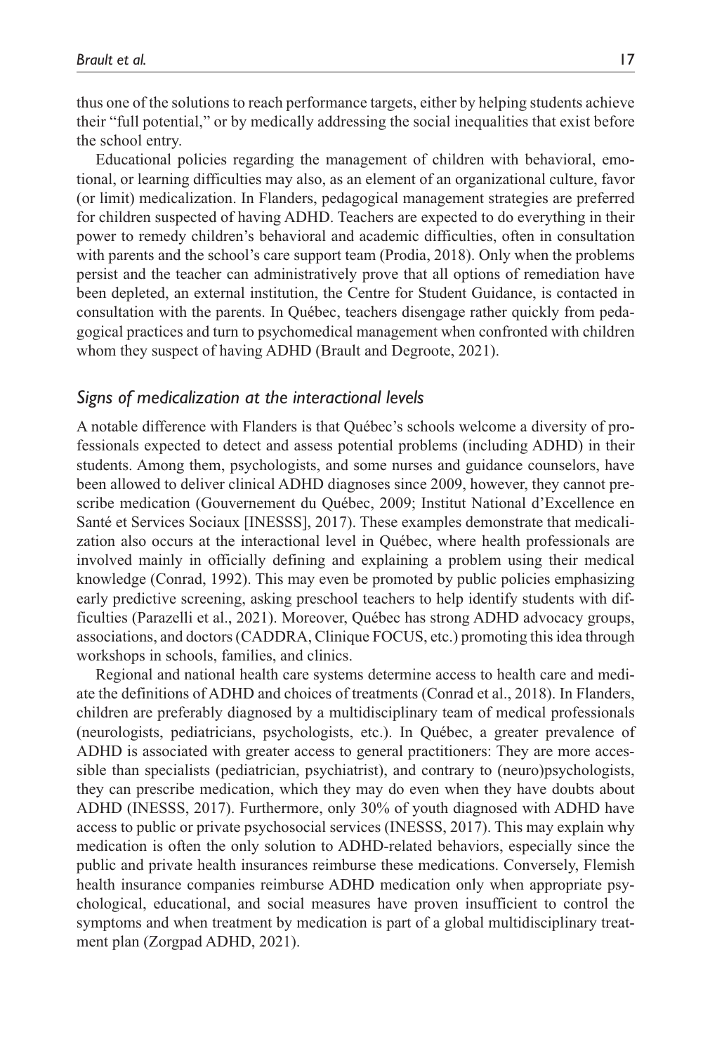thus one of the solutions to reach performance targets, either by helping students achieve their "full potential," or by medically addressing the social inequalities that exist before the school entry.

Educational policies regarding the management of children with behavioral, emotional, or learning difficulties may also, as an element of an organizational culture, favor (or limit) medicalization. In Flanders, pedagogical management strategies are preferred for children suspected of having ADHD. Teachers are expected to do everything in their power to remedy children's behavioral and academic difficulties, often in consultation with parents and the school's care support team (Prodia, 2018). Only when the problems persist and the teacher can administratively prove that all options of remediation have been depleted, an external institution, the Centre for Student Guidance, is contacted in consultation with the parents. In Québec, teachers disengage rather quickly from pedagogical practices and turn to psychomedical management when confronted with children whom they suspect of having ADHD (Brault and Degroote, 2021).

### *Signs of medicalization at the interactional levels*

A notable difference with Flanders is that Québec's schools welcome a diversity of professionals expected to detect and assess potential problems (including ADHD) in their students. Among them, psychologists, and some nurses and guidance counselors, have been allowed to deliver clinical ADHD diagnoses since 2009, however, they cannot prescribe medication (Gouvernement du Québec, 2009; Institut National d'Excellence en Santé et Services Sociaux [INESSS], 2017). These examples demonstrate that medicalization also occurs at the interactional level in Québec, where health professionals are involved mainly in officially defining and explaining a problem using their medical knowledge (Conrad, 1992). This may even be promoted by public policies emphasizing early predictive screening, asking preschool teachers to help identify students with difficulties (Parazelli et al., 2021). Moreover, Québec has strong ADHD advocacy groups, associations, and doctors (CADDRA, Clinique FOCUS, etc.) promoting this idea through workshops in schools, families, and clinics.

Regional and national health care systems determine access to health care and mediate the definitions of ADHD and choices of treatments (Conrad et al., 2018). In Flanders, children are preferably diagnosed by a multidisciplinary team of medical professionals (neurologists, pediatricians, psychologists, etc.). In Québec, a greater prevalence of ADHD is associated with greater access to general practitioners: They are more accessible than specialists (pediatrician, psychiatrist), and contrary to (neuro)psychologists, they can prescribe medication, which they may do even when they have doubts about ADHD (INESSS, 2017). Furthermore, only 30% of youth diagnosed with ADHD have access to public or private psychosocial services (INESSS, 2017). This may explain why medication is often the only solution to ADHD-related behaviors, especially since the public and private health insurances reimburse these medications. Conversely, Flemish health insurance companies reimburse ADHD medication only when appropriate psychological, educational, and social measures have proven insufficient to control the symptoms and when treatment by medication is part of a global multidisciplinary treatment plan (Zorgpad ADHD, 2021).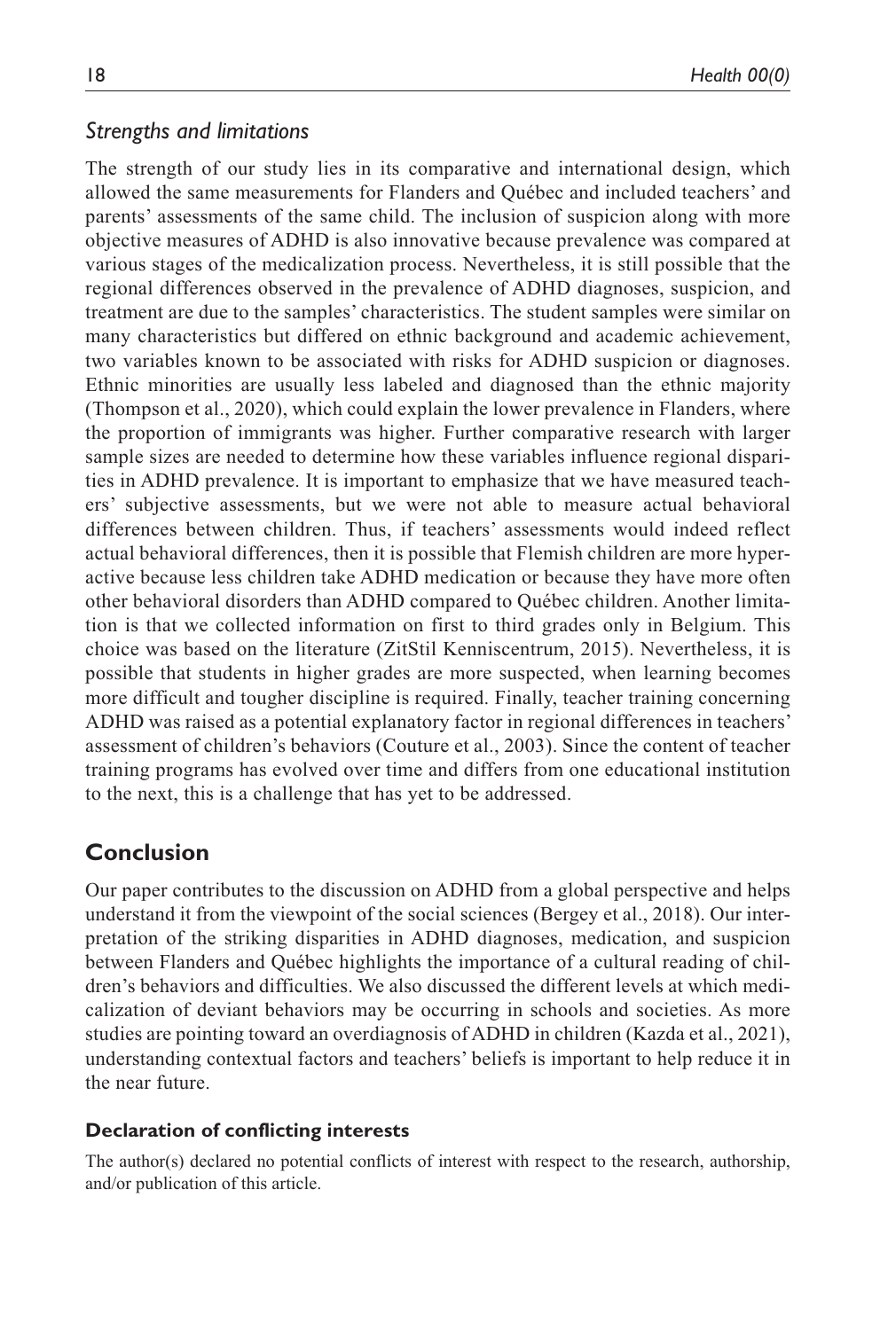### *Strengths and limitations*

The strength of our study lies in its comparative and international design, which allowed the same measurements for Flanders and Québec and included teachers' and parents' assessments of the same child. The inclusion of suspicion along with more objective measures of ADHD is also innovative because prevalence was compared at various stages of the medicalization process. Nevertheless, it is still possible that the regional differences observed in the prevalence of ADHD diagnoses, suspicion, and treatment are due to the samples' characteristics. The student samples were similar on many characteristics but differed on ethnic background and academic achievement, two variables known to be associated with risks for ADHD suspicion or diagnoses. Ethnic minorities are usually less labeled and diagnosed than the ethnic majority (Thompson et al., 2020), which could explain the lower prevalence in Flanders, where the proportion of immigrants was higher. Further comparative research with larger sample sizes are needed to determine how these variables influence regional disparities in ADHD prevalence. It is important to emphasize that we have measured teachers' subjective assessments, but we were not able to measure actual behavioral differences between children. Thus, if teachers' assessments would indeed reflect actual behavioral differences, then it is possible that Flemish children are more hyperactive because less children take ADHD medication or because they have more often other behavioral disorders than ADHD compared to Québec children. Another limitation is that we collected information on first to third grades only in Belgium. This choice was based on the literature (ZitStil Kenniscentrum, 2015). Nevertheless, it is possible that students in higher grades are more suspected, when learning becomes more difficult and tougher discipline is required. Finally, teacher training concerning ADHD was raised as a potential explanatory factor in regional differences in teachers' assessment of children's behaviors (Couture et al., 2003). Since the content of teacher training programs has evolved over time and differs from one educational institution to the next, this is a challenge that has yet to be addressed.

## Conclusion

Our paper contributes to the discussion on ADHD from a global perspective and helps understand it from the viewpoint of the social sciences (Bergey et al., 2018). Our interpretation of the striking disparities in ADHD diagnoses, medication, and suspicion between Flanders and Québec highlights the importance of a cultural reading of children's behaviors and difficulties. We also discussed the different levels at which medicalization of deviant behaviors may be occurring in schools and societies. As more studies are pointing toward an overdiagnosis of ADHD in children (Kazda et al., 2021), understanding contextual factors and teachers' beliefs is important to help reduce it in the near future.

### Declaration of conflicting interests

The author(s) declared no potential conflicts of interest with respect to the research, authorship, and/or publication of this article.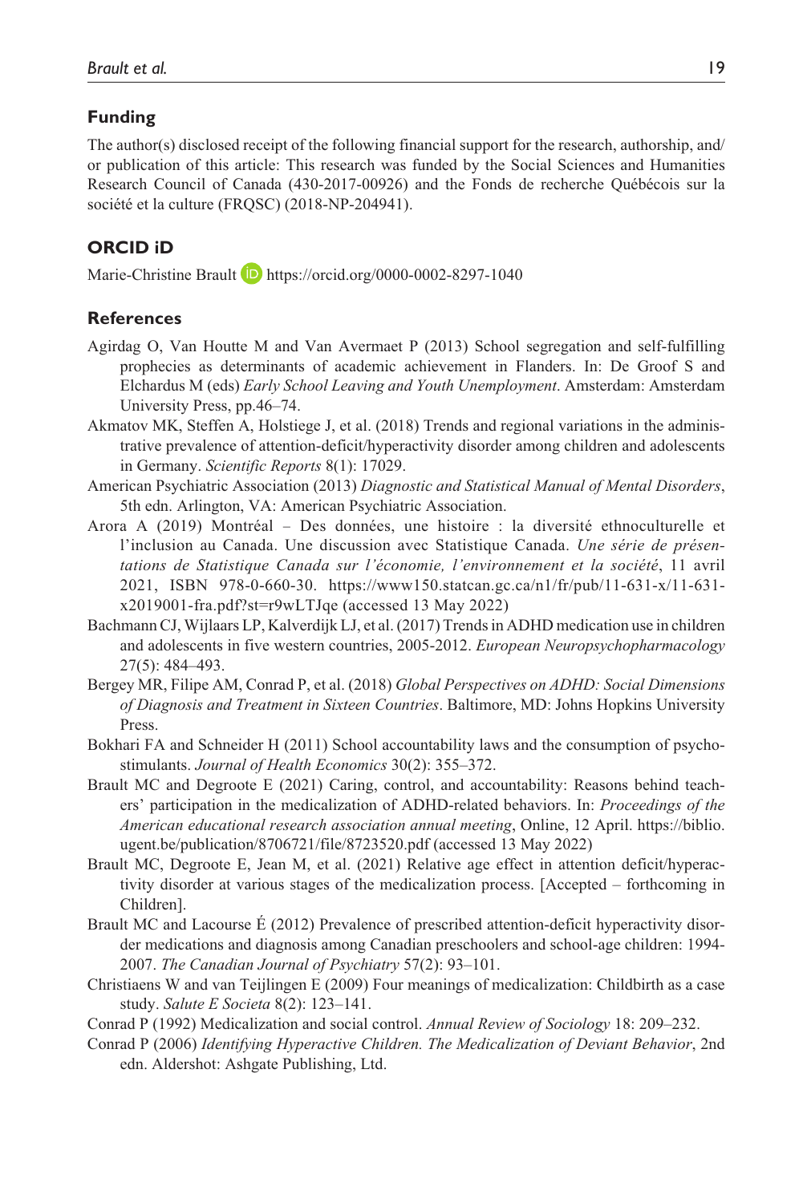## Funding

The author(s) disclosed receipt of the following financial support for the research, authorship, and/or publication of this article: This research was funded by the Social Sciences and Humanities Research Council of Canada (430-2017-00926) and the Fonds de recherche Québécois sur la société et la culture (FRQSC) (2018-NP-204941).

## ORCID iD

Marie-Christine Brault https://orcid.org/0000-0002-8297-1040

## References

Agirdag O, Van Houtte M and Van Avermaet P (2013) School segregation and self-fulfilling prophecies as determinants of academic achievement in Flanders. In: De Groof S and Elchardus M (eds) *Early School Leaving and Youth Unemployment*. Amsterdam: Amsterdam University Press, pp.46–74.

Akmatov MK, Steffen A, Holstiege J, et al. (2018) Trends and regional variations in the administrative prevalence of attention-deficit/hyperactivity disorder among children and adolescents in Germany. *Scientific Reports* 8(1): 17029.

American Psychiatric Association (2013) *Diagnostic and Statistical Manual of Mental Disorders*, 5th edn. Arlington, VA: American Psychiatric Association.

Arora A (2019) Montréal – Des données, une histoire : la diversité ethnoculturelle et l'inclusion au Canada. Une discussion avec Statistique Canada. *Une série de présentations de Statistique Canada sur l'économie, l'environnement et la société*, 11 avril 2021, ISBN 978-0-660-30. https://www150.statcan.gc.ca/n1/fr/pub/11-631-x/11-631-x2019001-fra.pdf?st=r9wLTJqe (accessed 13 May 2022)

Bachmann CJ, Wijlaars LP, Kalverdijk LJ, et al. (2017) Trends in ADHD medication use in children and adolescents in five western countries, 2005-2012. *European Neuropsychopharmacology* 27(5): 484–493.

Bergey MR, Filipe AM, Conrad P, et al. (2018) *Global Perspectives on ADHD: Social Dimensions of Diagnosis and Treatment in Sixteen Countries*. Baltimore, MD: Johns Hopkins University Press.

Bokhari FA and Schneider H (2011) School accountability laws and the consumption of psychostimulants. *Journal of Health Economics* 30(2): 355–372.

Brault MC and Degroote E (2021) Caring, control, and accountability: Reasons behind teachers' participation in the medicalization of ADHD-related behaviors. In: *Proceedings of the American educational research association annual meeting*, Online, 12 April. https://biblio.ugent.be/publication/8706721/file/8723520.pdf (accessed 13 May 2022)

Brault MC, Degroote E, Jean M, et al. (2021) Relative age effect in attention deficit/hyperactivity disorder at various stages of the medicalization process. [Accepted – forthcoming in Children].

Brault MC and Lacourse É (2012) Prevalence of prescribed attention-deficit hyperactivity disorder medications and diagnosis among Canadian preschoolers and school-age children: 1994-2007. *The Canadian Journal of Psychiatry* 57(2): 93–101.

Christiaens W and van Teijlingen E (2009) Four meanings of medicalization: Childbirth as a case study. *Salute E Societa* 8(2): 123–141.

Conrad P (1992) Medicalization and social control. *Annual Review of Sociology* 18: 209–232.

Conrad P (2006) *Identifying Hyperactive Children. The Medicalization of Deviant Behavior*, 2nd edn. Aldershot: Ashgate Publishing, Ltd.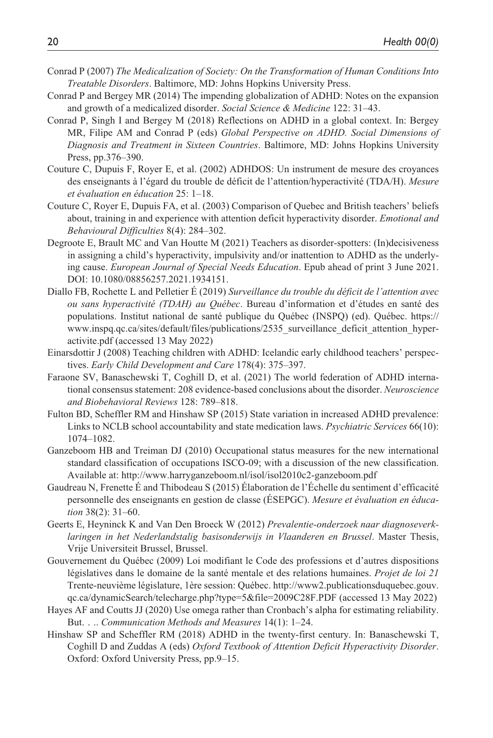Conrad P (2007) *The Medicalization of Society: On the Transformation of Human Conditions Into Treatable Disorders*. Baltimore, MD: Johns Hopkins University Press.

Conrad P and Bergey MR (2014) The impending globalization of ADHD: Notes on the expansion and growth of a medicalized disorder. *Social Science & Medicine* 122: 31–43.

Conrad P, Singh I and Bergey M (2018) Reflections on ADHD in a global context. In: Bergey MR, Filipe AM and Conrad P (eds) *Global Perspective on ADHD. Social Dimensions of Diagnosis and Treatment in Sixteen Countries*. Baltimore, MD: Johns Hopkins University Press, pp.376–390.

Couture C, Dupuis F, Royer E, et al. (2002) ADHDOS: Un instrument de mesure des croyances des enseignants à l'égard du trouble de déficit de l'attention/hyperactivité (TDA/H). *Mesure et évaluation en éducation* 25: 1–18.

Couture C, Royer E, Dupuis FA, et al. (2003) Comparison of Quebec and British teachers' beliefs about, training in and experience with attention deficit hyperactivity disorder. *Emotional and Behavioural Difficulties* 8(4): 284–302.

Degroote E, Brault MC and Van Houtte M (2021) Teachers as disorder-spotters: (In)decisiveness in assigning a child's hyperactivity, impulsivity and/or inattention to ADHD as the underlying cause. *European Journal of Special Needs Education*. Epub ahead of print 3 June 2021. DOI: 10.1080/08856257.2021.1934151.

Diallo FB, Rochette L and Pelletier É (2019) *Surveillance du trouble du déficit de l'attention avec ou sans hyperactivité (TDAH) au Québec*. Bureau d'information et d'études en santé des populations. Institut national de santé publique du Québec (INSPQ) (ed). Québec. https://www.inspq.qc.ca/sites/default/files/publications/2535_surveillance_deficit_attention_hyperactivite.pdf (accessed 13 May 2022)

Einarsdottir J (2008) Teaching children with ADHD: Icelandic early childhood teachers' perspectives. *Early Child Development and Care* 178(4): 375–397.

Faraone SV, Banaschewski T, Coghill D, et al. (2021) The world federation of ADHD international consensus statement: 208 evidence-based conclusions about the disorder. *Neuroscience and Biobehavioral Reviews* 128: 789–818.

Fulton BD, Scheffler RM and Hinshaw SP (2015) State variation in increased ADHD prevalence: Links to NCLB school accountability and state medication laws. *Psychiatric Services* 66(10): 1074–1082.

Ganzeboom HB and Treiman DJ (2010) Occupational status measures for the new international standard classification of occupations ISCO-09; with a discussion of the new classification. Available at: http://www.harryganzeboom.nl/isol/isol2010c2-ganzeboom.pdf

Gaudreau N, Frenette É and Thibodeau S (2015) Élaboration de l'Échelle du sentiment d'efficacité personnelle des enseignants en gestion de classe (ÉSEPGC). *Mesure et évaluation en éducation* 38(2): 31–60.

Geerts E, Heyninck K and Van Den Broeck W (2012) *Prevalentie-onderzoek naar diagnoseverklaringen in het Nederlandstalig basisonderwijs in Vlaanderen en Brussel*. Master Thesis, Vrije Universiteit Brussel, Brussel.

Gouvernement du Québec (2009) Loi modifiant le Code des professions et d'autres dispositions législatives dans le domaine de la santé mentale et des relations humaines. *Projet de loi 21* Trente-neuvième législature, 1ère session: Québec. http://www2.publicationsduquebec.gouv.qc.ca/dynamicSearch/telecharge.php?type=5&file=2009C28F.PDF (accessed 13 May 2022)

Hayes AF and Coutts JJ (2020) Use omega rather than Cronbach's alpha for estimating reliability. But. . .. *Communication Methods and Measures* 14(1): 1–24.

Hinshaw SP and Scheffler RM (2018) ADHD in the twenty-first century. In: Banaschewski T, Coghill D and Zuddas A (eds) *Oxford Textbook of Attention Deficit Hyperactivity Disorder*. Oxford: Oxford University Press, pp.9–15.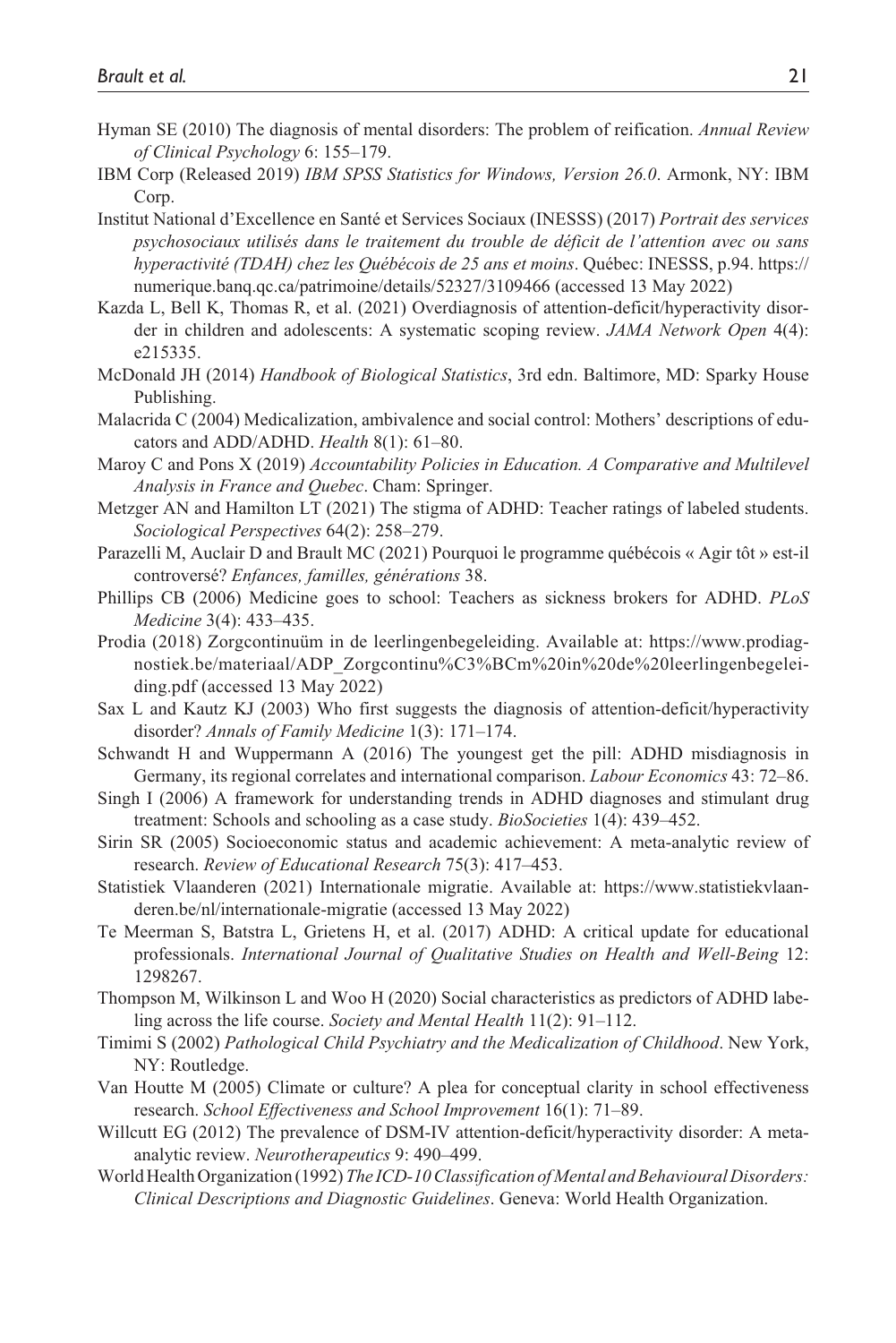Hyman SE (2010) The diagnosis of mental disorders: The problem of reification. *Annual Review of Clinical Psychology* 6: 155–179.

IBM Corp (Released 2019) *IBM SPSS Statistics for Windows, Version 26.0*. Armonk, NY: IBM Corp.

Institut National d'Excellence en Santé et Services Sociaux (INESSS) (2017) *Portrait des services psychosociaux utilisés dans le traitement du trouble de déficit de l'attention avec ou sans hyperactivité (TDAH) chez les Québécois de 25 ans et moins*. Québec: INESSS, p.94. https://numerique.banq.qc.ca/patrimoine/details/52327/3109466 (accessed 13 May 2022)

Kazda L, Bell K, Thomas R, et al. (2021) Overdiagnosis of attention-deficit/hyperactivity disorder in children and adolescents: A systematic scoping review. *JAMA Network Open* 4(4): e215335.

McDonald JH (2014) *Handbook of Biological Statistics*, 3rd edn. Baltimore, MD: Sparky House Publishing.

Malacrida C (2004) Medicalization, ambivalence and social control: Mothers' descriptions of educators and ADD/ADHD. *Health* 8(1): 61–80.

Maroy C and Pons X (2019) *Accountability Policies in Education. A Comparative and Multilevel Analysis in France and Quebec*. Cham: Springer.

Metzger AN and Hamilton LT (2021) The stigma of ADHD: Teacher ratings of labeled students. *Sociological Perspectives* 64(2): 258–279.

Parazelli M, Auclair D and Brault MC (2021) Pourquoi le programme québécois « Agir tôt » est-il controversé? *Enfances, familles, générations* 38.

Phillips CB (2006) Medicine goes to school: Teachers as sickness brokers for ADHD. *PLoS Medicine* 3(4): 433–435.

Prodia (2018) Zorgcontinuüm in de leerlingenbegeleiding. Available at: https://www.prodiagnostiek.be/materiaal/ADP_Zorgcontinu%C3%BCm%20in%20de%20leerlingenbegeleiding.pdf (accessed 13 May 2022)

Sax L and Kautz KJ (2003) Who first suggests the diagnosis of attention-deficit/hyperactivity disorder? *Annals of Family Medicine* 1(3): 171–174.

Schwandt H and Wuppermann A (2016) The youngest get the pill: ADHD misdiagnosis in Germany, its regional correlates and international comparison. *Labour Economics* 43: 72–86.

Singh I (2006) A framework for understanding trends in ADHD diagnoses and stimulant drug treatment: Schools and schooling as a case study. *BioSocieties* 1(4): 439–452.

Sirin SR (2005) Socioeconomic status and academic achievement: A meta-analytic review of research. *Review of Educational Research* 75(3): 417–453.

Statistiek Vlaanderen (2021) Internationale migratie. Available at: https://www.statistiekvlaanderen.be/nl/internationale-migratie (accessed 13 May 2022)

Te Meerman S, Batstra L, Grietens H, et al. (2017) ADHD: A critical update for educational professionals. *International Journal of Qualitative Studies on Health and Well-Being* 12: 1298267.

Thompson M, Wilkinson L and Woo H (2020) Social characteristics as predictors of ADHD labeling across the life course. *Society and Mental Health* 11(2): 91–112.

Timimi S (2002) *Pathological Child Psychiatry and the Medicalization of Childhood*. New York, NY: Routledge.

Van Houtte M (2005) Climate or culture? A plea for conceptual clarity in school effectiveness research. *School Effectiveness and School Improvement* 16(1): 71–89.

Willcutt EG (2012) The prevalence of DSM-IV attention-deficit/hyperactivity disorder: A meta-analytic review. *Neurotherapeutics* 9: 490–499.

World Health Organization (1992) *The ICD-10 Classification of Mental and Behavioural Disorders: Clinical Descriptions and Diagnostic Guidelines*. Geneva: World Health Organization.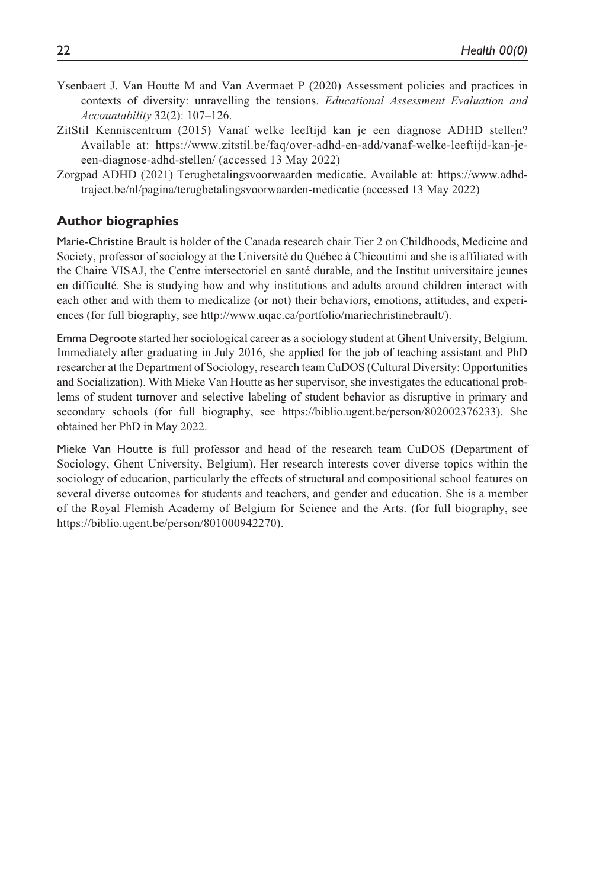Ysenbaert J, Van Houtte M and Van Avermaet P (2020) Assessment policies and practices in contexts of diversity: unravelling the tensions. *Educational Assessment Evaluation and Accountability* 32(2): 107–126.

ZitStil Kenniscentrum (2015) Vanaf welke leeftijd kan je een diagnose ADHD stellen? Available at: https://www.zitstil.be/faq/over-adhd-en-add/vanaf-welke-leeftijd-kan-je-een-diagnose-adhd-stellen/ (accessed 13 May 2022)

Zorgpad ADHD (2021) Terugbetalingsvoorwaarden medicatie. Available at: https://www.adhd-traject.be/nl/pagina/terugbetalingsvoorwaarden-medicatie (accessed 13 May 2022)

## Author biographies

Marie-Christine Brault is holder of the Canada research chair Tier 2 on Childhoods, Medicine and Society, professor of sociology at the Université du Québec à Chicoutimi and she is affiliated with the Chaire VISAJ, the Centre intersectoriel en santé durable, and the Institut universitaire jeunes en difficulté. She is studying how and why institutions and adults around children interact with each other and with them to medicalize (or not) their behaviors, emotions, attitudes, and experiences (for full biography, see http://www.uqac.ca/portfolio/mariechristinebrault/).

Emma Degroote started her sociological career as a sociology student at Ghent University, Belgium. Immediately after graduating in July 2016, she applied for the job of teaching assistant and PhD researcher at the Department of Sociology, research team CuDOS (Cultural Diversity: Opportunities and Socialization). With Mieke Van Houtte as her supervisor, she investigates the educational problems of student turnover and selective labeling of student behavior as disruptive in primary and secondary schools (for full biography, see https://biblio.ugent.be/person/802002376233). She obtained her PhD in May 2022.

Mieke Van Houtte is full professor and head of the research team CuDOS (Department of Sociology, Ghent University, Belgium). Her research interests cover diverse topics within the sociology of education, particularly the effects of structural and compositional school features on several diverse outcomes for students and teachers, and gender and education. She is a member of the Royal Flemish Academy of Belgium for Science and the Arts. (for full biography, see https://biblio.ugent.be/person/801000942270).